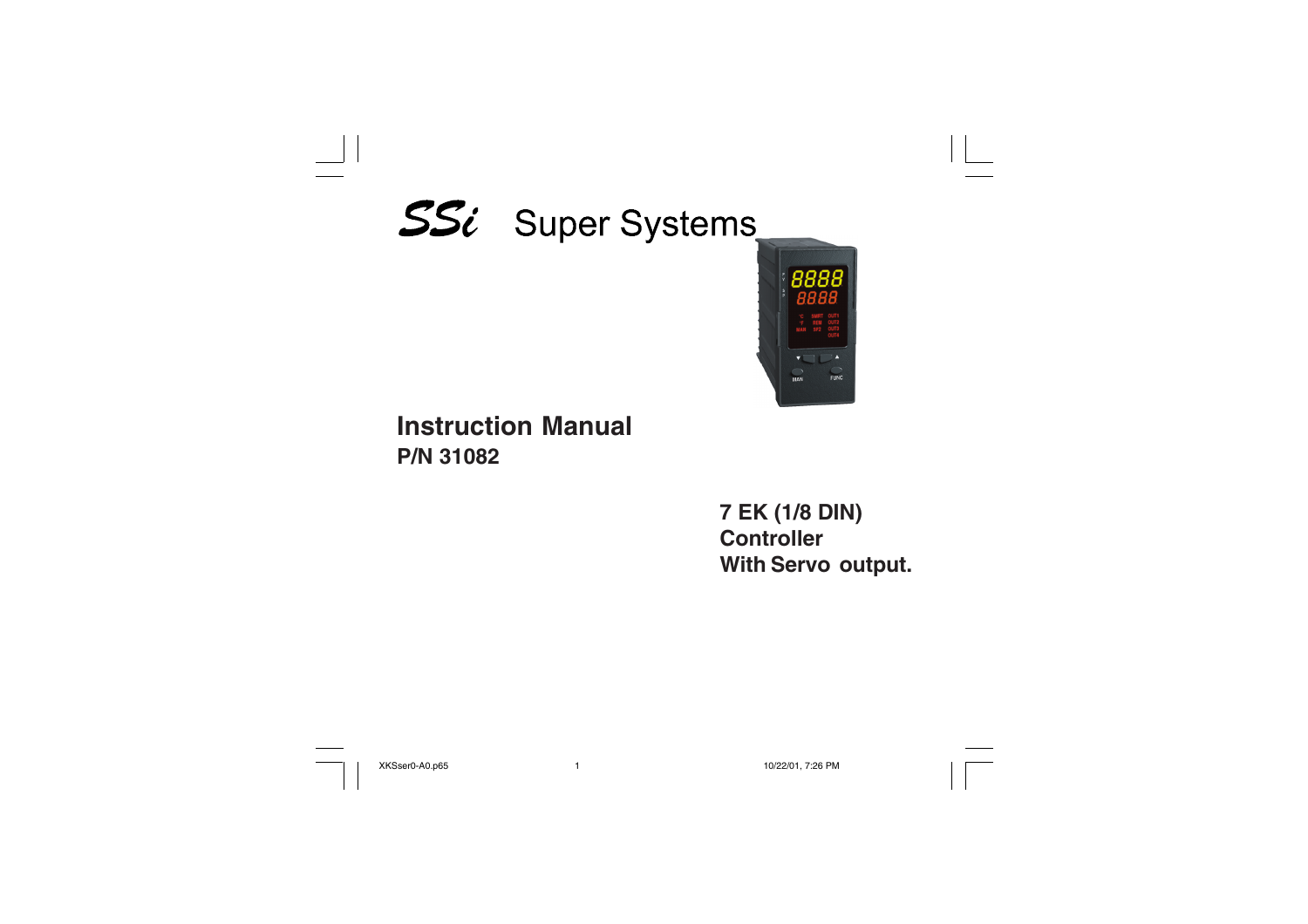# SSi Super Systems

## Instruction Manual

**P/N 31082**

**7 EK (1/8 DIN)**
**Controller**
**With Servo output.**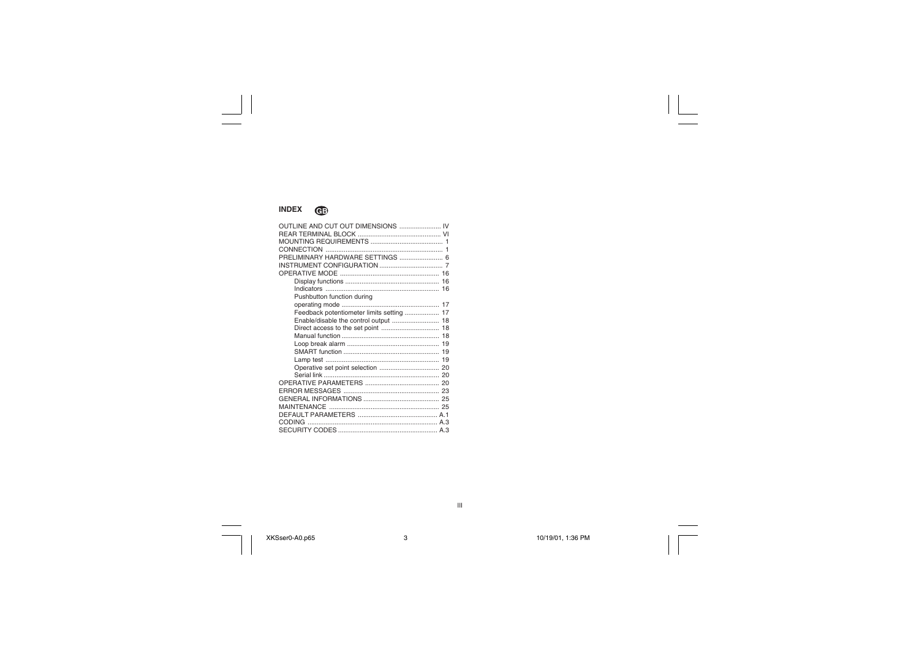# INDEX (GB)

| | |
|---|---|
| OUTLINE AND CUT OUT DIMENSIONS | IV |
| REAR TERMINAL BLOCK | VI |
| MOUNTING REQUIREMENTS | 1 |
| CONNECTION | 1 |
| PRELIMINARY HARDWARE SETTINGS | 6 |
| INSTRUMENT CONFIGURATION | 7 |
| OPERATIVE MODE | 16 |
| Display functions | 16 |
| Indicators | 16 |
| Pushbutton function during operating mode | 17 |
| Feedback potentiometer limits setting | 17 |
| Enable/disable the control output | 18 |
| Direct access to the set point | 18 |
| Manual function | 18 |
| Loop break alarm | 19 |
| SMART function | 19 |
| Lamp test | 19 |
| Operative set point selection | 20 |
| Serial link | 20 |
| OPERATIVE PARAMETERS | 20 |
| ERROR MESSAGES | 23 |
| GENERAL INFORMATIONS | 25 |
| MAINTENANCE | 25 |
| DEFAULT PARAMETERS | A.1 |
| CODING | A.3 |
| SECURITY CODES | A.3 |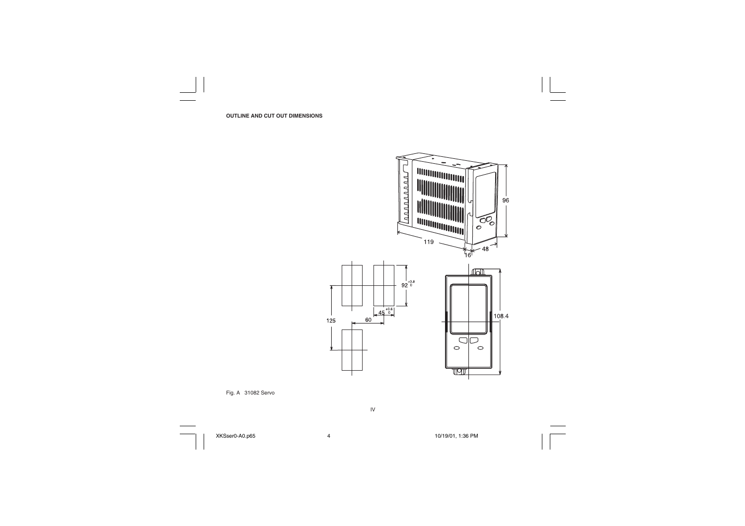**OUTLINE AND CUT OUT DIMENSIONS**

Fig. A 31082 Servo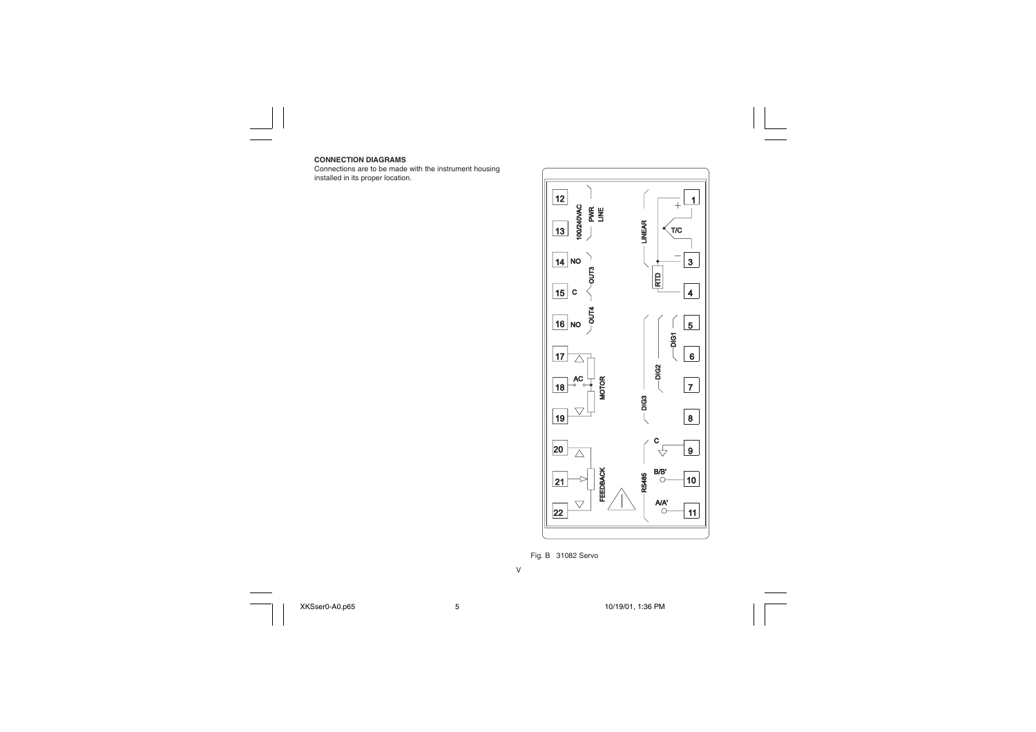**CONNECTION DIAGRAMS**

Connections are to be made with the instrument housing installed in its proper location.

Fig. B 31082 Servo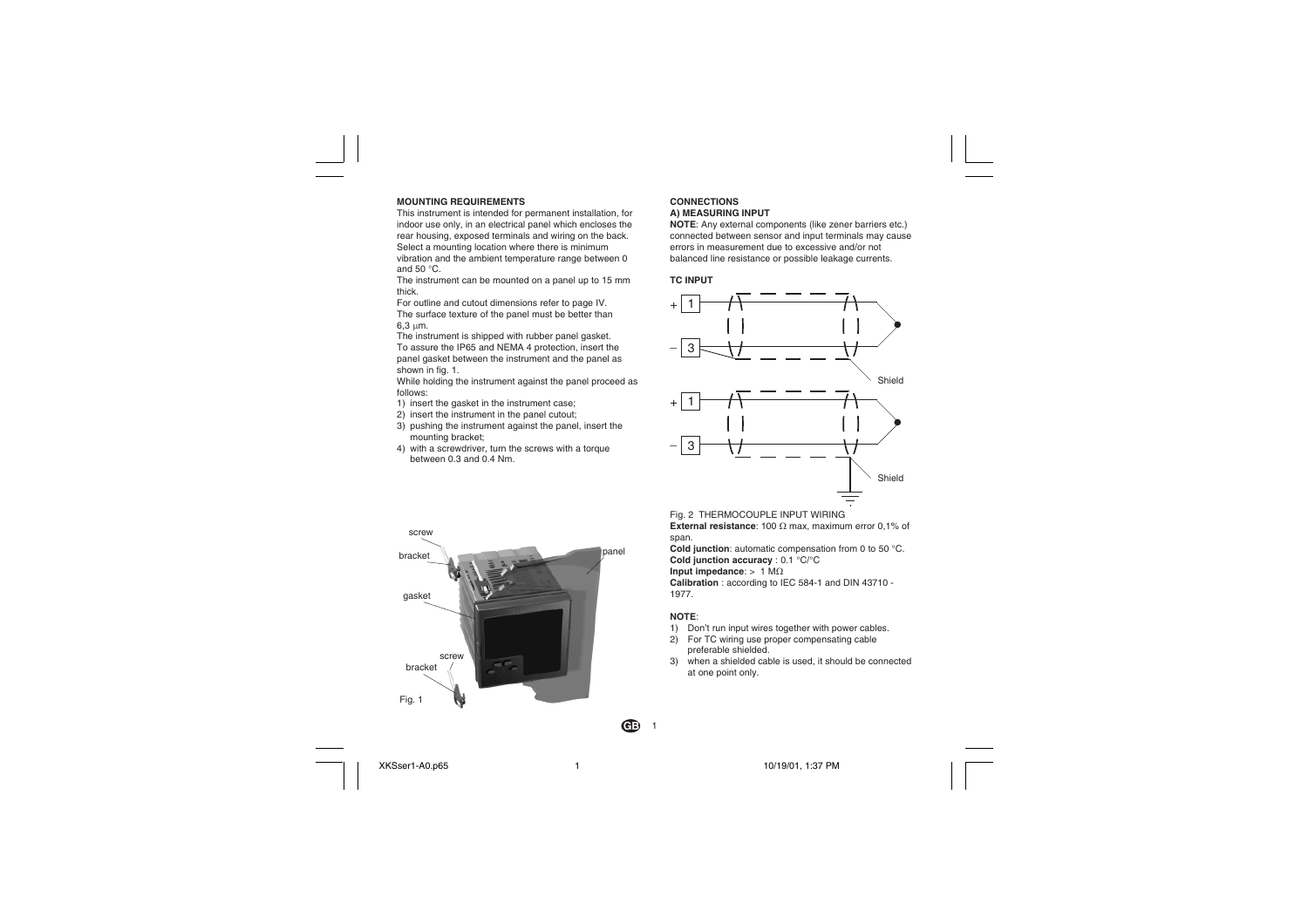**MOUNTING REQUIREMENTS**

This instrument is intended for permanent installation, for indoor use only, in an electrical panel which encloses the rear housing, exposed terminals and wiring on the back.
Select a mounting location where there is minimum vibration and the ambient temperature range between 0 and 50 °C.

The instrument can be mounted on a panel up to 15 mm thick.

For outline and cutout dimensions refer to page IV.
The surface texture of the panel must be better than 6,3 μm.

The instrument is shipped with rubber panel gasket.
To assure the IP65 and NEMA 4 protection, insert the panel gasket between the instrument and the panel as shown in fig. 1.

While holding the instrument against the panel proceed as follows:

1) insert the gasket in the instrument case;
2) insert the instrument in the panel cutout;
3) pushing the instrument against the panel, insert the mounting bracket;
4) with a screwdriver, turn the screws with a torque between 0.3 and 0.4 Nm.

Fig. 1

**CONNECTIONS**

**A) MEASURING INPUT**

**NOTE**: Any external components (like zener barriers etc.) connected between sensor and input terminals may cause errors in measurement due to excessive and/or not balanced line resistance or possible leakage currents.

**TC INPUT**

Fig. 2 THERMOCOUPLE INPUT WIRING

**External resistance**: 100 Ω max, maximum error 0,1% of span.

**Cold junction**: automatic compensation from 0 to 50 °C.

**Cold junction accuracy** : 0.1 °C/°C

**Input impedance**: > 1 MΩ

**Calibration** : according to IEC 584-1 and DIN 43710 - 1977.

**NOTE**:

1) Don't run input wires together with power cables.
2) For TC wiring use proper compensating cable preferable shielded.
3) when a shielded cable is used, it should be connected at one point only.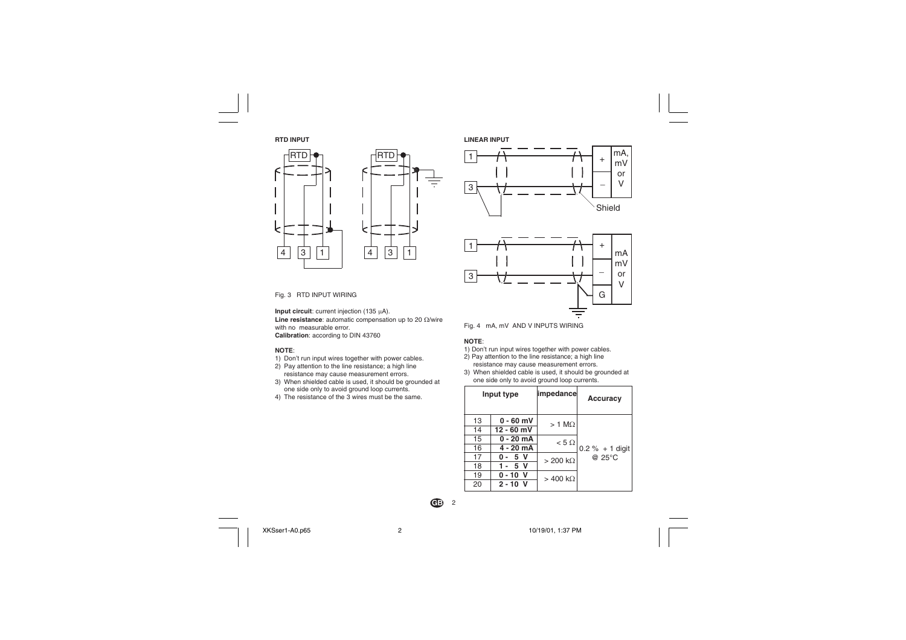**RTD INPUT**

Fig. 3 RTD INPUT WIRING

**Input circuit**: current injection (135 μA).
**Line resistance**: automatic compensation up to 20 Ω/wire with no measurable error.
**Calibration**: according to DIN 43760

**NOTE**:
1) Don't run input wires together with power cables.
2) Pay attention to the line resistance; a high line resistance may cause measurement errors.
3) When shielded cable is used, it should be grounded at one side only to avoid ground loop currents.
4) The resistance of the 3 wires must be the same.

**LINEAR INPUT**

Fig. 4 mA, mV AND V INPUTS WIRING

**NOTE**:
1) Don't run input wires together with power cables.
2) Pay attention to the line resistance; a high line resistance may cause measurement errors.
3) When shielded cable is used, it should be grounded at one side only to avoid ground loop currents.

| Input type | | impedance | Accuracy |
|---|---|---|---|
| 13 | **0 - 60 mV** | > 1 MΩ | 0.2 % + 1 digit @ 25°C |
| 14 | **12 - 60 mV** | | |
| 15 | **0 - 20 mA** | < 5 Ω | |
| 16 | **4 - 20 mA** | | |
| 17 | **0 - 5 V** | > 200 kΩ | |
| 18 | **1 - 5 V** | | |
| 19 | **0 - 10 V** | > 400 kΩ | |
| 20 | **2 - 10 V** | | |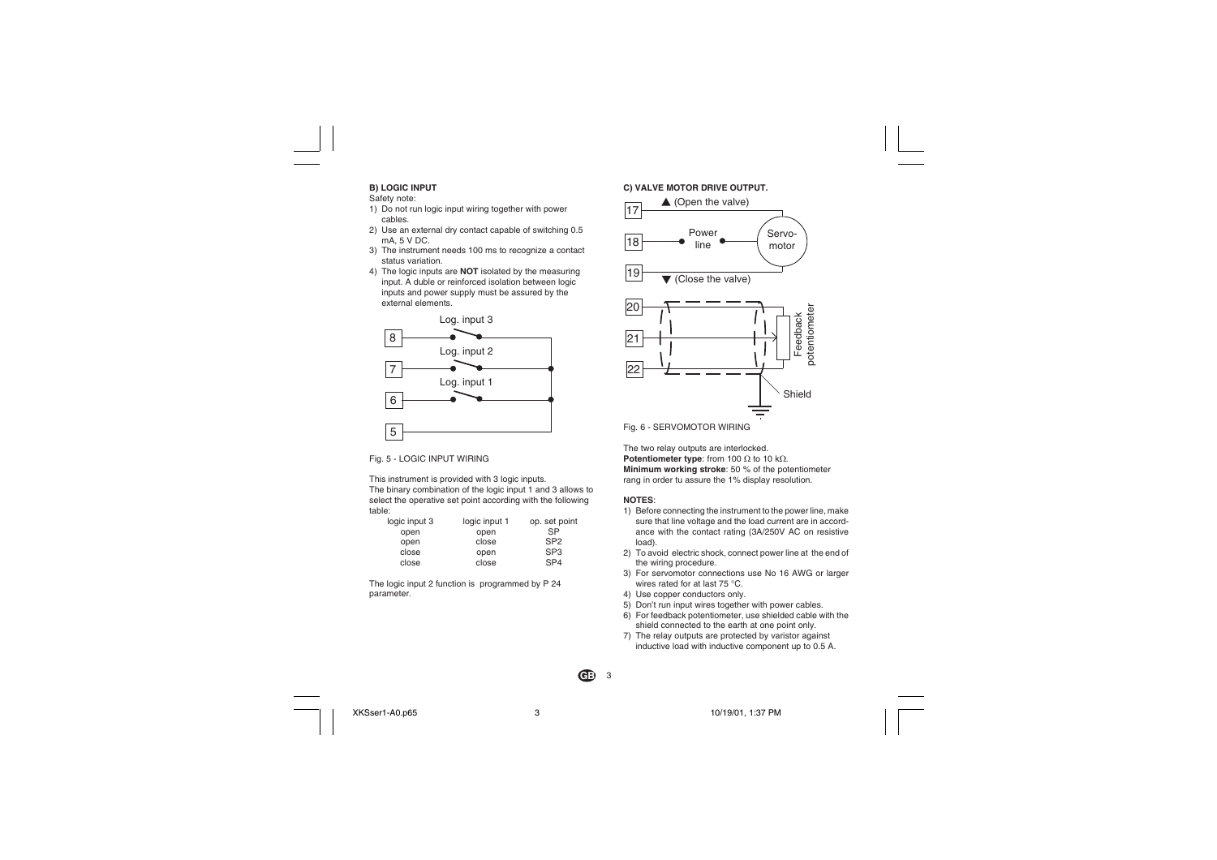**B) LOGIC INPUT**

Safety note:

1) Do not run logic input wiring together with power cables.
2) Use an external dry contact capable of switching 0.5 mA, 5 V DC.
3) The instrument needs 100 ms to recognize a contact status variation.
4) The logic inputs are **NOT** isolated by the measuring input. A duble or reinforced isolation between logic inputs and power supply must be assured by the external elements.

Fig. 5 - LOGIC INPUT WIRING

This instrument is provided with 3 logic inputs.
The binary combination of the logic input 1 and 3 allows to select the operative set point according with the following table:

| logic input 3 | logic input 1 | op. set point |
|---|---|---|
| open | open | SP |
| open | close | SP2 |
| close | open | SP3 |
| close | close | SP4 |

The logic input 2 function is programmed by P 24 parameter.

**C) VALVE MOTOR DRIVE OUTPUT.**

Fig. 6 - SERVOMOTOR WIRING

The two relay outputs are interlocked.
**Potentiometer type**: from 100 Ω to 10 kΩ.
**Minimum working stroke**: 50 % of the potentiometer rang in order tu assure the 1% display resolution.

**NOTES**:

1) Before connecting the instrument to the power line, make sure that line voltage and the load current are in accordance with the contact rating (3A/250V AC on resistive load).
2) To avoid electric shock, connect power line at the end of the wiring procedure.
3) For servomotor connections use No 16 AWG or larger wires rated for at last 75 °C.
4) Use copper conductors only.
5) Don't run input wires together with power cables.
6) For feedback potentiometer, use shielded cable with the shield connected to the earth at one point only.
7) The relay outputs are protected by varistor against inductive load with inductive component up to 0.5 A.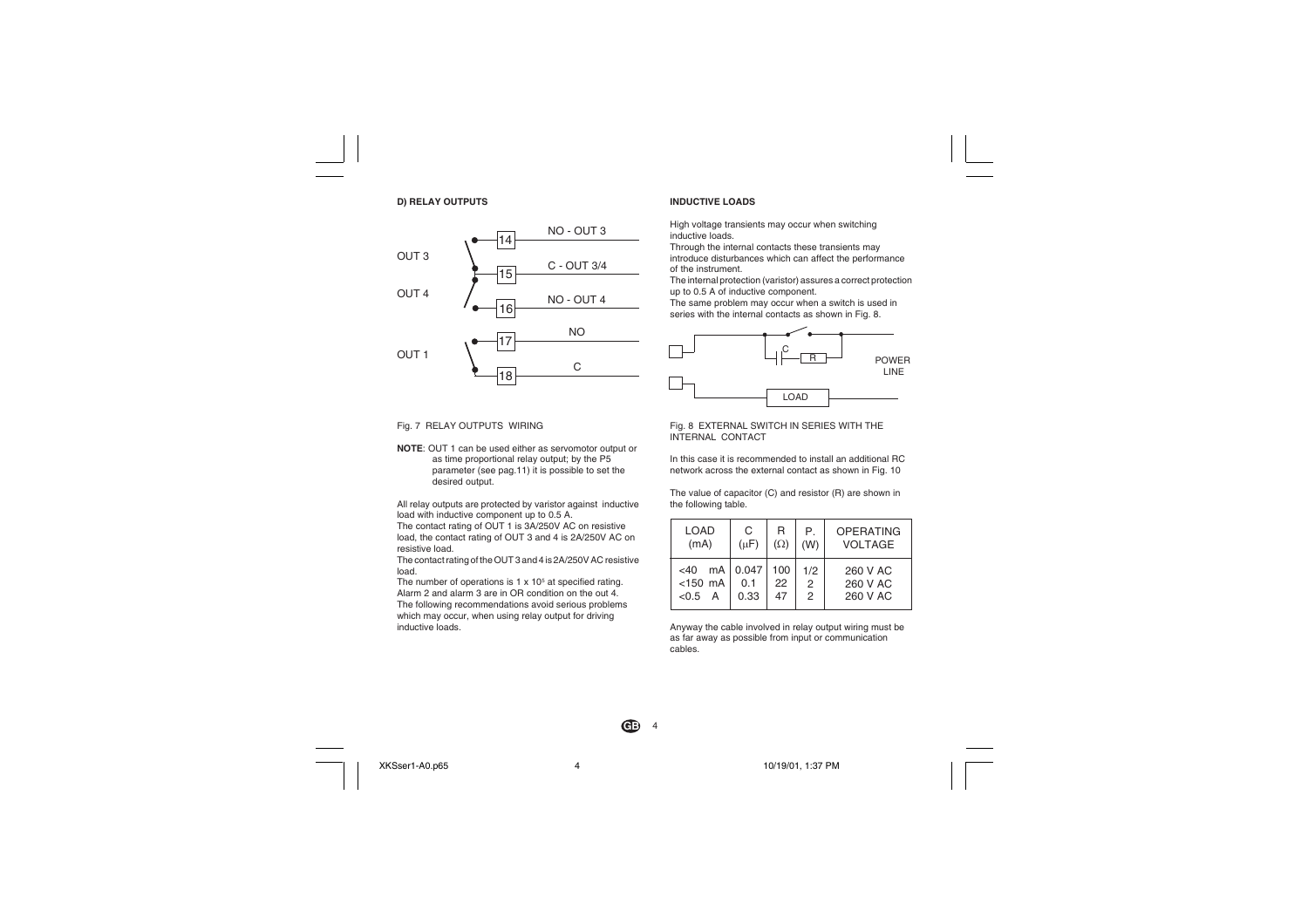### D) RELAY OUTPUTS

Fig. 7 RELAY OUTPUTS WIRING

**NOTE**: OUT 1 can be used either as servomotor output or as time proportional relay output; by the P5 parameter (see pag.11) it is possible to set the desired output.

All relay outputs are protected by varistor against inductive load with inductive component up to 0.5 A.
The contact rating of OUT 1 is 3A/250V AC on resistive load, the contact rating of OUT 3 and 4 is 2A/250V AC on resistive load.
The contact rating of the OUT 3 and 4 is 2A/250V AC resistive load.
The number of operations is $1 \times 10^5$ at specified rating.
Alarm 2 and alarm 3 are in OR condition on the out 4.
The following recommendations avoid serious problems which may occur, when using relay output for driving inductive loads.

### INDUCTIVE LOADS

High voltage transients may occur when switching inductive loads.
Through the internal contacts these transients may introduce disturbances which can affect the performance of the instrument.
The internal protection (varistor) assures a correct protection up to 0.5 A of inductive component.
The same problem may occur when a switch is used in series with the internal contacts as shown in Fig. 8.

Fig. 8 EXTERNAL SWITCH IN SERIES WITH THE INTERNAL CONTACT

In this case it is recommended to install an additional RC network across the external contact as shown in Fig. 10

The value of capacitor (C) and resistor (R) are shown in the following table.

| LOAD (mA) | C (μF) | R (Ω) | P. (W) | OPERATING VOLTAGE |
|---|---|---|---|---|
| <40 mA | 0.047 | 100 | 1/2 | 260 V AC |
| <150 mA | 0.1 | 22 | 2 | 260 V AC |
| <0.5 A | 0.33 | 47 | 2 | 260 V AC |

Anyway the cable involved in relay output wiring must be as far away as possible from input or communication cables.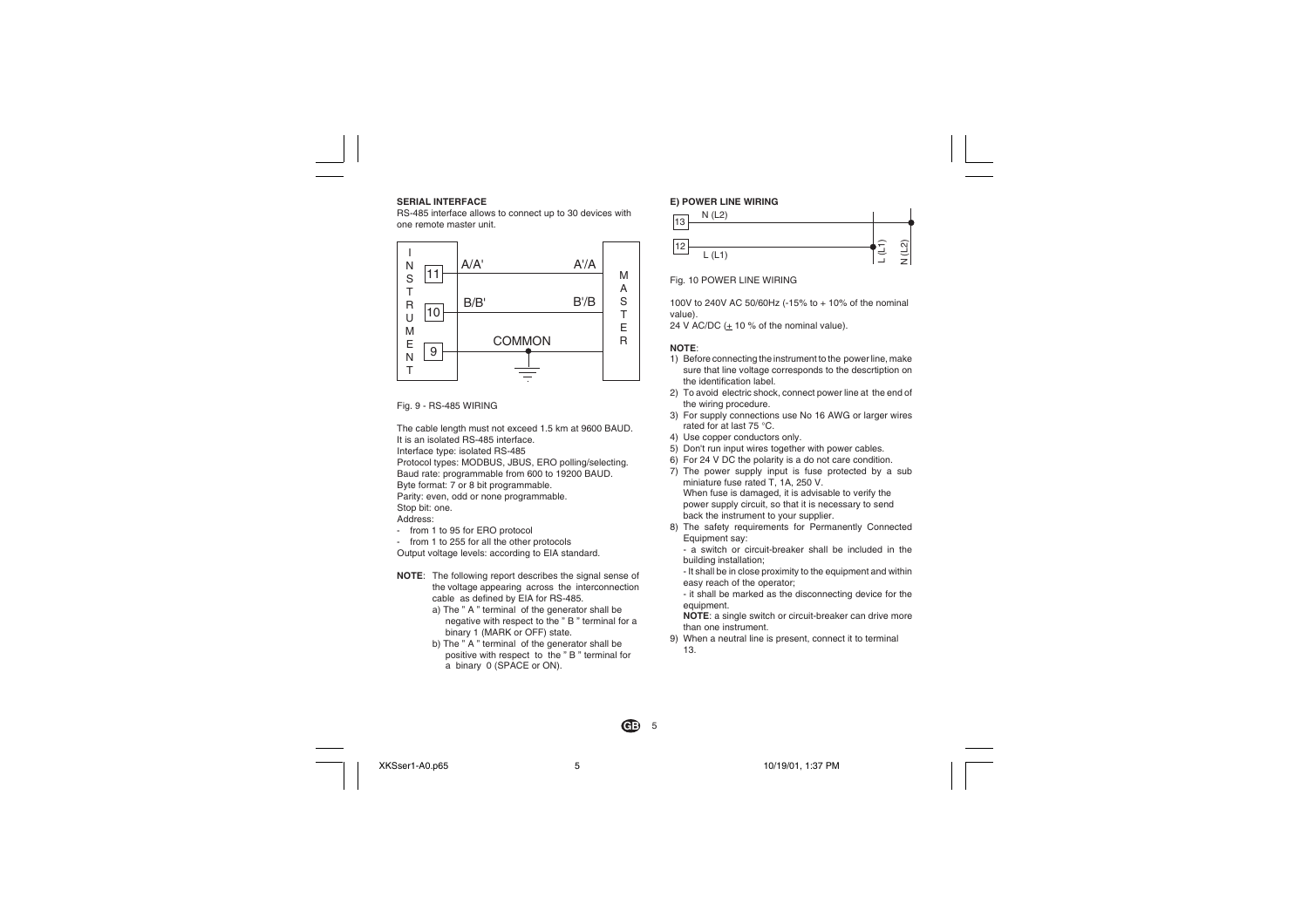**SERIAL INTERFACE**

RS-485 interface allows to connect up to 30 devices with one remote master unit.

Fig. 9 - RS-485 WIRING

The cable length must not exceed 1.5 km at 9600 BAUD.
It is an isolated RS-485 interface.
Interface type: isolated RS-485
Protocol types: MODBUS, JBUS, ERO polling/selecting.
Baud rate: programmable from 600 to 19200 BAUD.
Byte format: 7 or 8 bit programmable.
Parity: even, odd or none programmable.
Stop bit: one.
Address:

- from 1 to 95 for ERO protocol
- from 1 to 255 for all the other protocols

Output voltage levels: according to EIA standard.

**NOTE**: The following report describes the signal sense of the voltage appearing across the interconnection cable as defined by EIA for RS-485.

a) The " A " terminal of the generator shall be negative with respect to the " B " terminal for a binary 1 (MARK or OFF) state.

b) The " A " terminal of the generator shall be positive with respect to the " B " terminal for a binary 0 (SPACE or ON).

**E) POWER LINE WIRING**

Fig. 10 POWER LINE WIRING

100V to 240V AC 50/60Hz (-15% to + 10% of the nominal value).
24 V AC/DC (± 10 % of the nominal value).

**NOTE**:

1) Before connecting the instrument to the power line, make sure that line voltage corresponds to the descrtiption on the identification label.
2) To avoid electric shock, connect power line at the end of the wiring procedure.
3) For supply connections use No 16 AWG or larger wires rated for at last 75 °C.
4) Use copper conductors only.
5) Don't run input wires together with power cables.
6) For 24 V DC the polarity is a do not care condition.
7) The power supply input is fuse protected by a sub miniature fuse rated T, 1A, 250 V.
   When fuse is damaged, it is advisable to verify the power supply circuit, so that it is necessary to send back the instrument to your supplier.
8) The safety requirements for Permanently Connected Equipment say:
   - a switch or circuit-breaker shall be included in the building installation;
   - It shall be in close proximity to the equipment and within easy reach of the operator;
   - it shall be marked as the disconnecting device for the equipment.

   **NOTE**: a single switch or circuit-breaker can drive more than one instrument.
9) When a neutral line is present, connect it to terminal 13.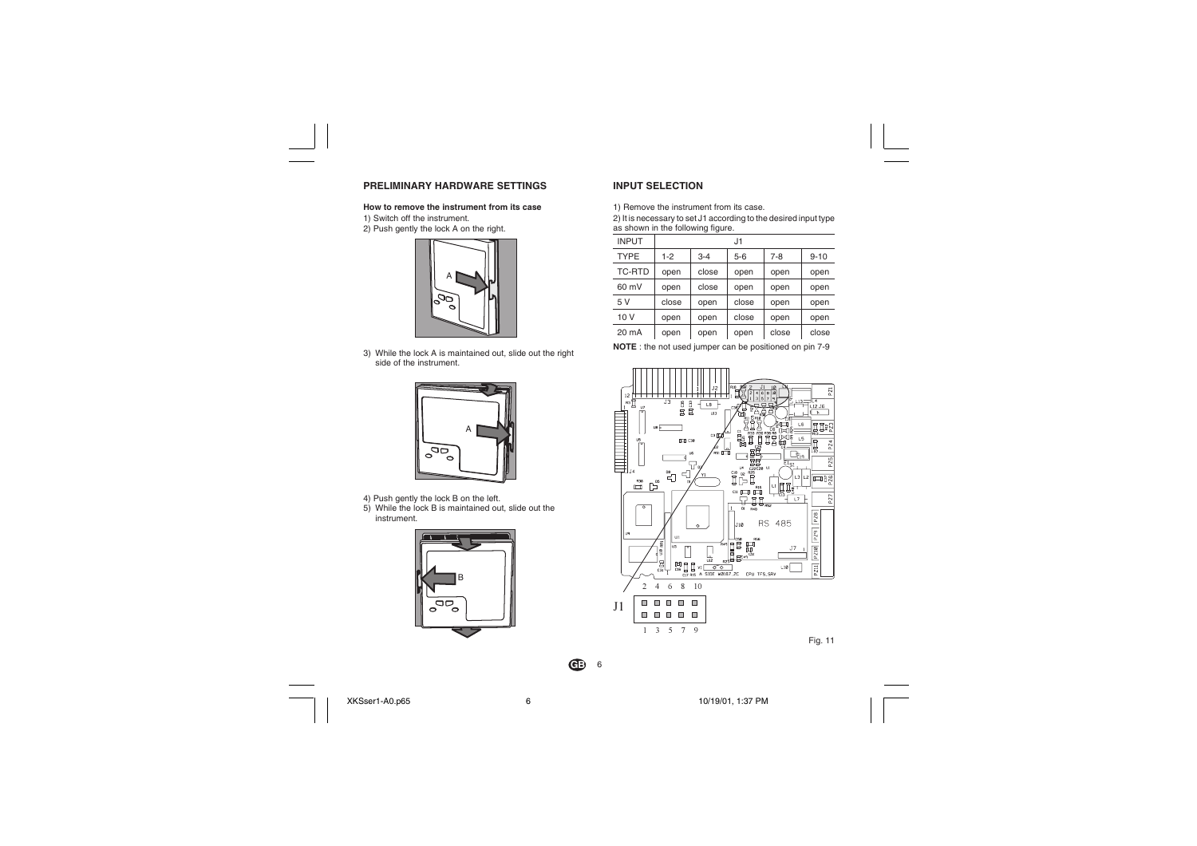## PRELIMINARY HARDWARE SETTINGS

**How to remove the instrument from its case**

1) Switch off the instrument.
2) Push gently the lock A on the right.

3) While the lock A is maintained out, slide out the right side of the instrument.

4) Push gently the lock B on the left.
5) While the lock B is maintained out, slide out the instrument.

## INPUT SELECTION

1) Remove the instrument from its case.
2) It is necessary to set J1 according to the desired input type as shown in the following figure.

| INPUT | J1 | | | | |
|---|---|---|---|---|---|
| TYPE | 1-2 | 3-4 | 5-6 | 7-8 | 9-10 |
| TC-RTD | open | close | open | open | open |
| 60 mV | open | close | open | open | open |
| 5 V | close | open | close | open | open |
| 10 V | open | open | close | open | open |
| 20 mA | open | open | open | close | close |

**NOTE** : the not used jumper can be positioned on pin 7-9

Fig. 11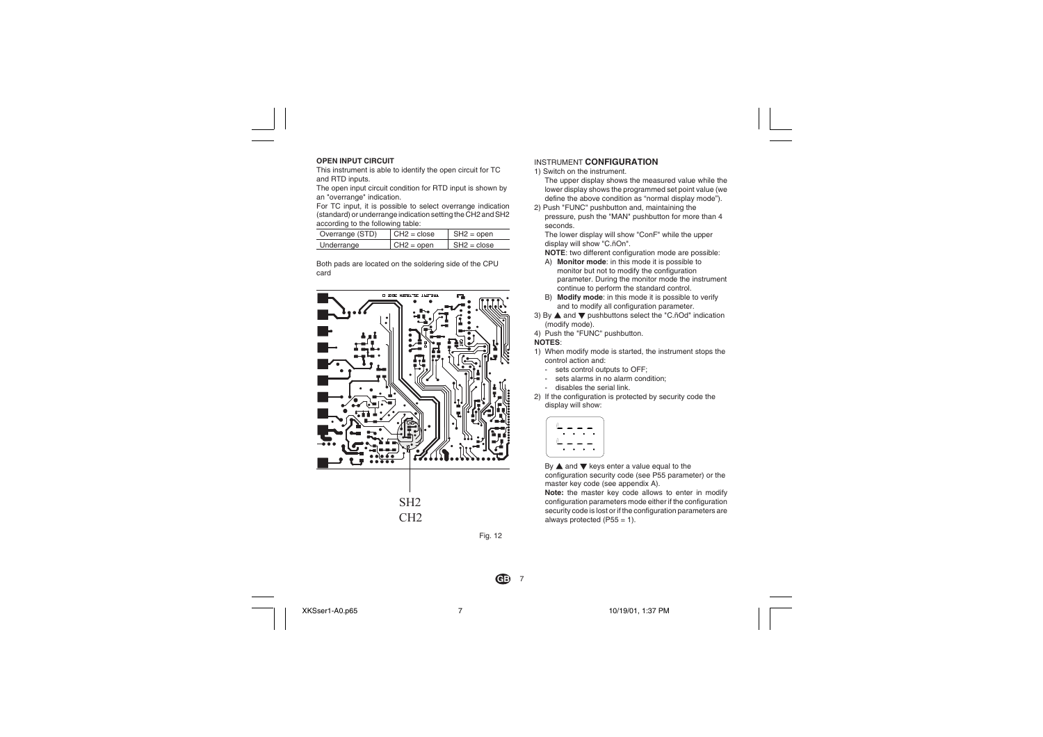**OPEN INPUT CIRCUIT**

This instrument is able to identify the open circuit for TC and RTD inputs.

The open input circuit condition for RTD input is shown by an "overrange" indication.

For TC input, it is possible to select overrange indication (standard) or underrange indication setting the CH2 and SH2 according to the following table:

| Overrange (STD) | CH2 = close | SH2 = open |
|---|---|---|
| Underrange | CH2 = open | SH2 = close |

Both pads are located on the soldering side of the CPU card

SH2
CH2

Fig. 12

INSTRUMENT **CONFIGURATION**

1) Switch on the instrument.
   The upper display shows the measured value while the lower display shows the programmed set point value (we define the above condition as "normal display mode").
2) Push "FUNC" pushbutton and, maintaining the pressure, push the "MAN" pushbutton for more than 4 seconds.
   The lower display will show "ConF" while the upper display will show "C.ñOn".
   **NOTE**: two different configuration mode are possible:
   A) **Monitor mode**: in this mode it is possible to monitor but not to modify the configuration parameter. During the monitor mode the instrument continue to perform the standard control.
   B) **Modify mode**: in this mode it is possible to verify and to modify all configuration parameter.
3) By ▲ and ▼ pushbuttons select the "C.ñOd" indication (modify mode).
4) Push the "FUNC" pushbutton.

**NOTES**:

1) When modify mode is started, the instrument stops the control action and:
   - sets control outputs to OFF;
   - sets alarms in no alarm condition;
   - disables the serial link.
2) If the configuration is protected by security code the display will show:

   By ▲ and ▼ keys enter a value equal to the configuration security code (see P55 parameter) or the master key code (see appendix A).
   **Note:** the master key code allows to enter in modify configuration parameters mode either if the configuration security code is lost or if the configuration parameters are always protected (P55 = 1).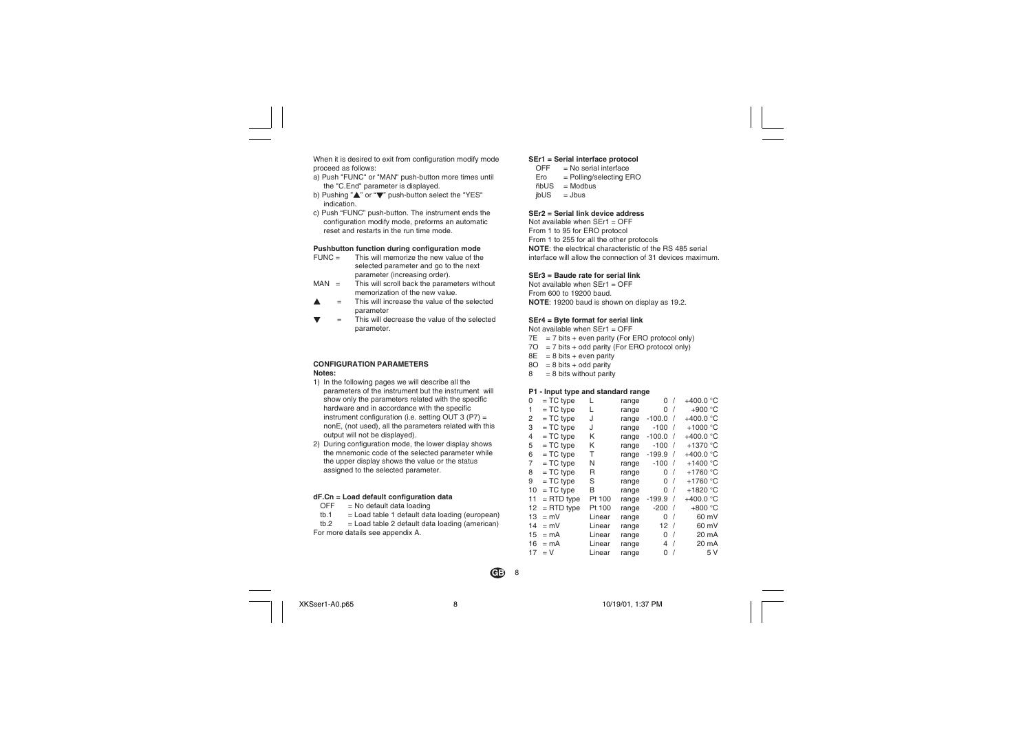When it is desired to exit from configuration modify mode proceed as follows:

a) Push "FUNC" or "MAN" push-button more times until the "C.End" parameter is displayed.
b) Pushing "▲" or "▼" push-button select the "YES" indication.
c) Push "FUNC" push-button. The instrument ends the configuration modify mode, preforms an automatic reset and restarts in the run time mode.

**Pushbutton function during configuration mode**

FUNC = This will memorize the new value of the selected parameter and go to the next parameter (increasing order).

MAN = This will scroll back the parameters without memorization of the new value.

▲ = This will increase the value of the selected parameter

▼ = This will decrease the value of the selected parameter.

**CONFIGURATION PARAMETERS**

**Notes:**

1) In the following pages we will describe all the parameters of the instrument but the instrument will show only the parameters related with the specific hardware and in accordance with the specific instrument configuration (i.e. setting OUT 3 (P7) = nonE, (not used), all the parameters related with this output will not be displayed).
2) During configuration mode, the lower display shows the mnemonic code of the selected parameter while the upper display shows the value or the status assigned to the selected parameter.

**dF.Cn = Load default configuration data**

OFF = No default data loading
tb.1 = Load table 1 default data loading (european)
tb.2 = Load table 2 default data loading (american)

For more datails see appendix A.

**SEr1 = Serial interface protocol**

OFF = No serial interface
Ero = Polling/selecting ERO
ñbUS = Modbus
jbUS = Jbus

**SEr2 = Serial link device address**

Not available when SEr1 = OFF
From 1 to 95 for ERO protocol
From 1 to 255 for all the other protocols
**NOTE**: the electrical characteristic of the RS 485 serial interface will allow the connection of 31 devices maximum.

**SEr3 = Baude rate for serial link**

Not available when SEr1 = OFF
From 600 to 19200 baud.
**NOTE**: 19200 baud is shown on display as 19.2.

**SEr4 = Byte format for serial link**

Not available when SEr1 = OFF
7E = 7 bits + even parity (For ERO protocol only)
7O = 7 bits + odd parity (For ERO protocol only)
8E = 8 bits + even parity
8O = 8 bits + odd parity
8 = 8 bits without parity

**P1 - Input type and standard range**

| | | | | | |
|---|---|---|---|---|---|
| 0 | = TC type | L | range | 0 / | +400.0 °C |
| 1 | = TC type | L | range | 0 / | +900 °C |
| 2 | = TC type | J | range | -100.0 / | +400.0 °C |
| 3 | = TC type | J | range | -100 / | +1000 °C |
| 4 | = TC type | K | range | -100.0 / | +400.0 °C |
| 5 | = TC type | K | range | -100 / | +1370 °C |
| 6 | = TC type | T | range | -199.9 / | +400.0 °C |
| 7 | = TC type | N | range | -100 / | +1400 °C |
| 8 | = TC type | R | range | 0 / | +1760 °C |
| 9 | = TC type | S | range | 0 / | +1760 °C |
| 10 | = TC type | B | range | 0 / | +1820 °C |
| 11 | = RTD type | Pt 100 | range | -199.9 / | +400.0 °C |
| 12 | = RTD type | Pt 100 | range | -200 / | +800 °C |
| 13 | = mV | Linear | range | 0 / | 60 mV |
| 14 | = mV | Linear | range | 12 / | 60 mV |
| 15 | = mA | Linear | range | 0 / | 20 mA |
| 16 | = mA | Linear | range | 4 / | 20 mA |
| 17 | = V | Linear | range | 0 / | 5 V |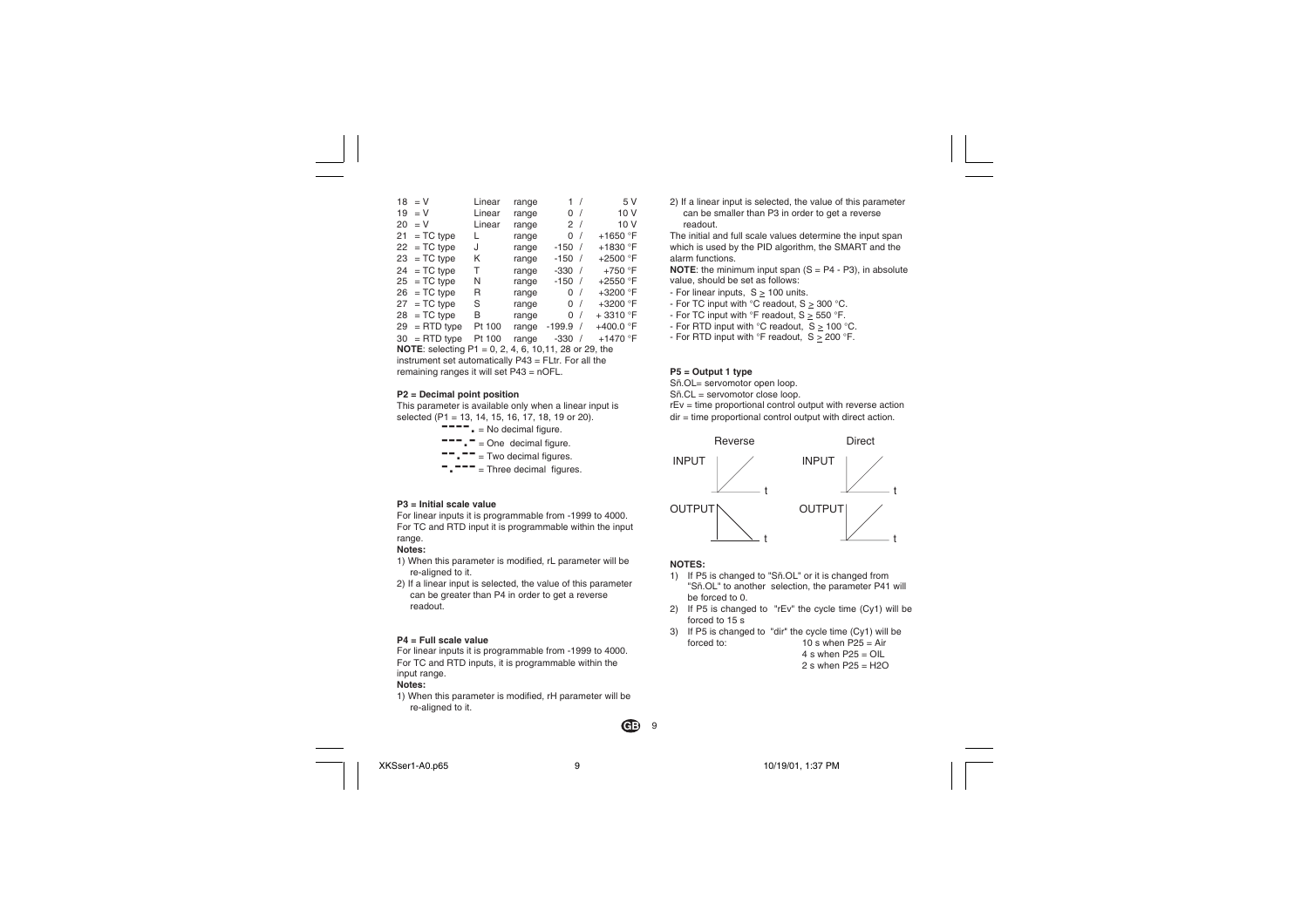| | | | | |
|---|---|---|---|---|
| 18 = V | Linear | range | 1 / | 5 V |
| 19 = V | Linear | range | 0 / | 10 V |
| 20 = V | Linear | range | 2 / | 10 V |
| 21 = TC type | L | range | 0 / | +1650 °F |
| 22 = TC type | J | range | -150 / | +1830 °F |
| 23 = TC type | K | range | -150 / | +2500 °F |
| 24 = TC type | T | range | -330 / | +750 °F |
| 25 = TC type | N | range | -150 / | +2550 °F |
| 26 = TC type | R | range | 0 / | +3200 °F |
| 27 = TC type | S | range | 0 / | +3200 °F |
| 28 = TC type | B | range | 0 / | + 3310 °F |
| 29 = RTD type | Pt 100 | range | -199.9 / | +400.0 °F |
| 30 = RTD type | Pt 100 | range | -330 / | +1470 °F |

**NOTE**: selecting P1 = 0, 2, 4, 6, 10,11, 28 or 29, the instrument set automatically P43 = FLtr. For all the remaining ranges it will set P43 = nOFL.

**P2 = Decimal point position**

This parameter is available only when a linear input is selected (P1 = 13, 14, 15, 16, 17, 18, 19 or 20).

- - - - . = No decimal figure.
- - - . - = One decimal figure.
- - . - - = Two decimal figures.
- . - - - = Three decimal figures.

**P3 = Initial scale value**

For linear inputs it is programmable from -1999 to 4000.
For TC and RTD input it is programmable within the input range.

**Notes:**

1) When this parameter is modified, rL parameter will be re-aligned to it.
2) If a linear input is selected, the value of this parameter can be greater than P4 in order to get a reverse readout.

**P4 = Full scale value**

For linear inputs it is programmable from -1999 to 4000.
For TC and RTD inputs, it is programmable within the input range.

**Notes:**

1) When this parameter is modified, rH parameter will be re-aligned to it.
2) If a linear input is selected, the value of this parameter can be smaller than P3 in order to get a reverse readout.

The initial and full scale values determine the input span which is used by the PID algorithm, the SMART and the alarm functions.

**NOTE**: the minimum input span (S = P4 - P3), in absolute value, should be set as follows:

- For linear inputs, S ≥ 100 units.
- For TC input with °C readout, S ≥ 300 °C.
- For TC input with °F readout, S ≥ 550 °F.
- For RTD input with °C readout, S ≥ 100 °C.
- For RTD input with °F readout, S ≥ 200 °F.

**P5 = Output 1 type**

Sñ.OL= servomotor open loop.
Sñ.CL = servomotor close loop.
rEv = time proportional control output with reverse action
dir = time proportional control output with direct action.

Reverse / Direct: INPUT, OUTPUT, t

**NOTES:**

1) If P5 is changed to "Sñ.OL" or it is changed from "Sñ.OL" to another selection, the parameter P41 will be forced to 0.
2) If P5 is changed to "rEv" the cycle time (Cy1) will be forced to 15 s
3) If P5 is changed to "dir" the cycle time (Cy1) will be forced to: 10 s when P25 = Air
   4 s when P25 = OIL
   2 s when P25 = H2O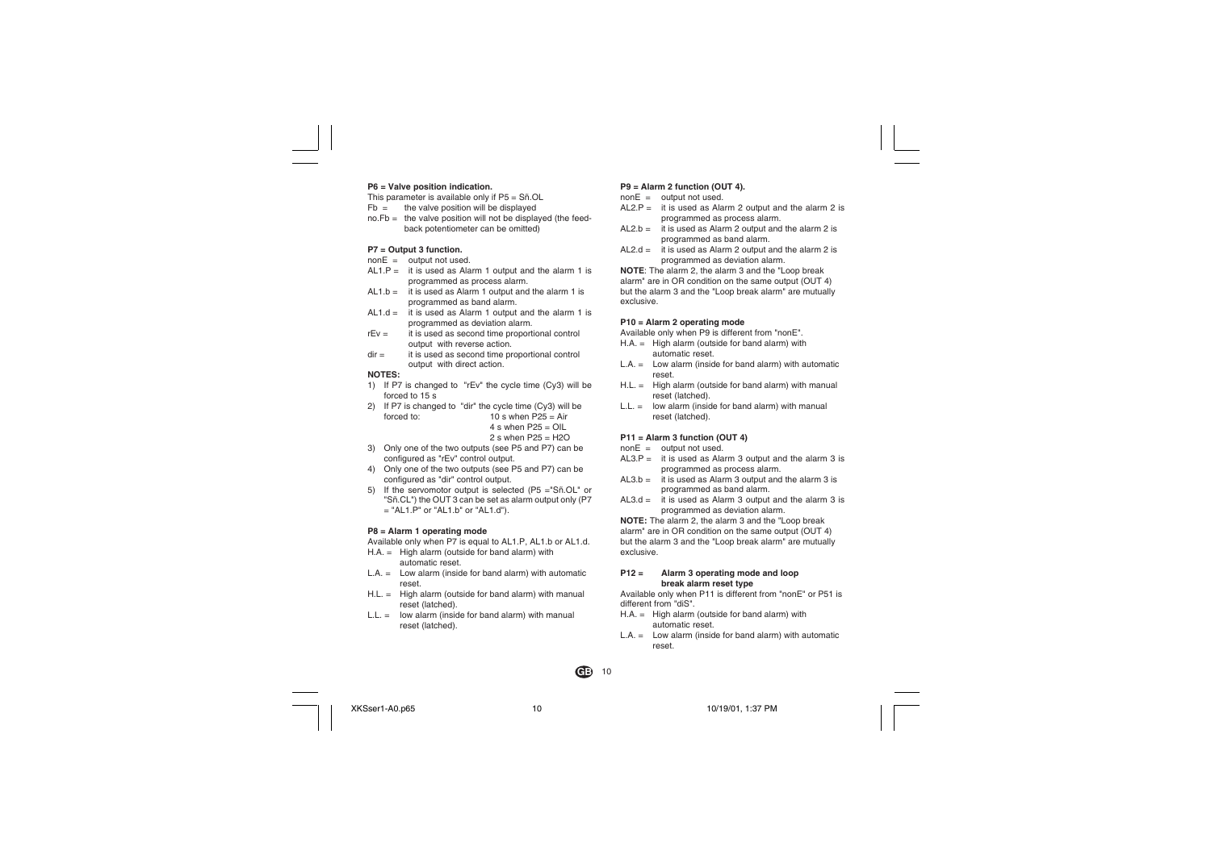**P6 = Valve position indication.**

This parameter is available only if P5 = Sñ.OL

- Fb = the valve position will be displayed
- no.Fb = the valve position will not be displayed (the feed-back potentiometer can be omitted)

**P7 = Output 3 function.**

- nonE = output not used.
- AL1.P = it is used as Alarm 1 output and the alarm 1 is programmed as process alarm.
- AL1.b = it is used as Alarm 1 output and the alarm 1 is programmed as band alarm.
- AL1.d = it is used as Alarm 1 output and the alarm 1 is programmed as deviation alarm.
- rEv = it is used as second time proportional control output with reverse action.
- dir = it is used as second time proportional control output with direct action.

**NOTES:**

1) If P7 is changed to "rEv" the cycle time (Cy3) will be forced to 15 s
2) If P7 is changed to "dir" the cycle time (Cy3) will be forced to:
   - 10 s when P25 = Air
   - 4 s when P25 = OIL
   - 2 s when P25 = H2O
3) Only one of the two outputs (see P5 and P7) can be configured as "rEv" control output.
4) Only one of the two outputs (see P5 and P7) can be configured as "dir" control output.
5) If the servomotor output is selected (P5 ="Sñ.OL" or "Sñ.CL") the OUT 3 can be set as alarm output only (P7 = "AL1.P" or "AL1.b" or "AL1.d").

**P8 = Alarm 1 operating mode**

Available only when P7 is equal to AL1.P, AL1.b or AL1.d.

- H.A. = High alarm (outside for band alarm) with automatic reset.
- L.A. = Low alarm (inside for band alarm) with automatic reset.
- H.L. = High alarm (outside for band alarm) with manual reset (latched).
- L.L. = low alarm (inside for band alarm) with manual reset (latched).

**P9 = Alarm 2 function (OUT 4).**

- nonE = output not used.
- AL2.P = it is used as Alarm 2 output and the alarm 2 is programmed as process alarm.
- AL2.b = it is used as Alarm 2 output and the alarm 2 is programmed as band alarm.
- AL2.d = it is used as Alarm 2 output and the alarm 2 is programmed as deviation alarm.

**NOTE**: The alarm 2, the alarm 3 and the "Loop break alarm" are in OR condition on the same output (OUT 4) but the alarm 3 and the "Loop break alarm" are mutually exclusive.

**P10 = Alarm 2 operating mode**

Available only when P9 is different from "nonE".

- H.A. = High alarm (outside for band alarm) with automatic reset.
- L.A. = Low alarm (inside for band alarm) with automatic reset.
- H.L. = High alarm (outside for band alarm) with manual reset (latched).
- L.L. = low alarm (inside for band alarm) with manual reset (latched).

**P11 = Alarm 3 function (OUT 4)**

- nonE = output not used.
- AL3.P = it is used as Alarm 3 output and the alarm 3 is programmed as process alarm.
- AL3.b = it is used as Alarm 3 output and the alarm 3 is programmed as band alarm.
- AL3.d = it is used as Alarm 3 output and the alarm 3 is programmed as deviation alarm.

**NOTE:** The alarm 2, the alarm 3 and the "Loop break alarm" are in OR condition on the same output (OUT 4) but the alarm 3 and the "Loop break alarm" are mutually exclusive.

**P12 = Alarm 3 operating mode and loop break alarm reset type**

Available only when P11 is different from "nonE" or P51 is different from "diS".

- H.A. = High alarm (outside for band alarm) with automatic reset.
- L.A. = Low alarm (inside for band alarm) with automatic reset.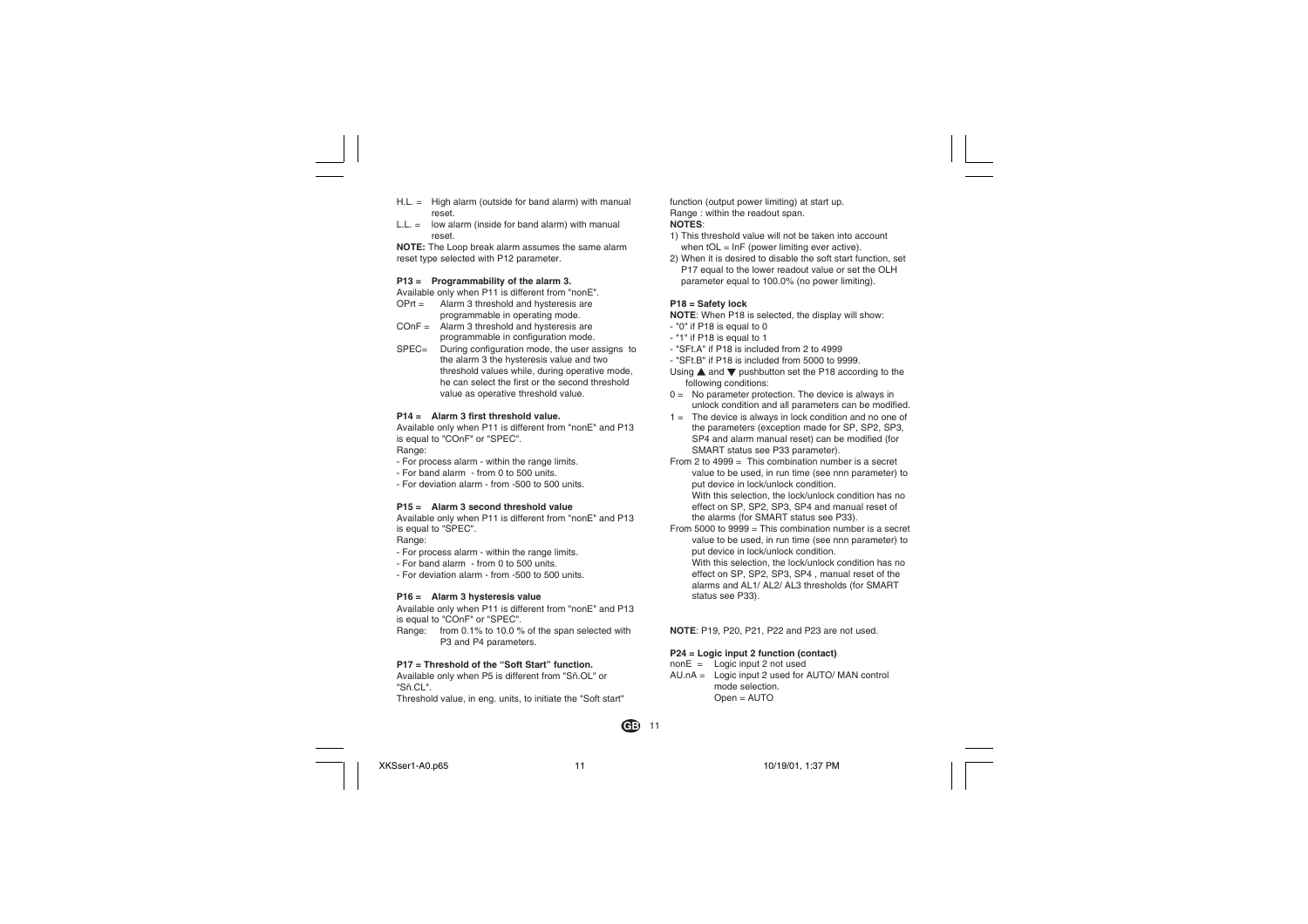H.L. = High alarm (outside for band alarm) with manual reset.

L.L. = low alarm (inside for band alarm) with manual reset.

**NOTE:** The Loop break alarm assumes the same alarm reset type selected with P12 parameter.

**P13 = Programmability of the alarm 3.**

Available only when P11 is different from "nonE".

OPrt = Alarm 3 threshold and hysteresis are programmable in operating mode.

COnF = Alarm 3 threshold and hysteresis are programmable in configuration mode.

SPEC= During configuration mode, the user assigns to the alarm 3 the hysteresis value and two threshold values while, during operative mode, he can select the first or the second threshold value as operative threshold value.

**P14 = Alarm 3 first threshold value.**

Available only when P11 is different from "nonE" and P13 is equal to "COnF" or "SPEC".

Range:

- For process alarm - within the range limits.
- For band alarm - from 0 to 500 units.
- For deviation alarm - from -500 to 500 units.

**P15 = Alarm 3 second threshold value**

Available only when P11 is different from "nonE" and P13 is equal to "SPEC".

Range:

- For process alarm - within the range limits.
- For band alarm - from 0 to 500 units.
- For deviation alarm - from -500 to 500 units.

**P16 = Alarm 3 hysteresis value**

Available only when P11 is different from "nonE" and P13 is equal to "COnF" or "SPEC".

Range: from 0.1% to 10.0 % of the span selected with P3 and P4 parameters.

**P17 = Threshold of the "Soft Start" function.**

Available only when P5 is different from "Sñ.OL" or "Sñ.CL".

Threshold value, in eng. units, to initiate the "Soft start" function (output power limiting) at start up.

Range : within the readout span.

**NOTES**:

1) This threshold value will not be taken into account when tOL = InF (power limiting ever active).
2) When it is desired to disable the soft start function, set P17 equal to the lower readout value or set the OLH parameter equal to 100.0% (no power limiting).

**P18 = Safety lock**

**NOTE**: When P18 is selected, the display will show:

- "0" if P18 is equal to 0
- "1" if P18 is equal to 1
- "SFt.A" if P18 is included from 2 to 4999
- "SFt.B" if P18 is included from 5000 to 9999.

Using ▲ and ▼ pushbutton set the P18 according to the following conditions:

0 = No parameter protection. The device is always in unlock condition and all parameters can be modified.

1 = The device is always in lock condition and no one of the parameters (exception made for SP, SP2, SP3, SP4 and alarm manual reset) can be modified (for SMART status see P33 parameter).

From 2 to 4999 = This combination number is a secret value to be used, in run time (see nnn parameter) to put device in lock/unlock condition.
With this selection, the lock/unlock condition has no effect on SP, SP2, SP3, SP4 and manual reset of the alarms (for SMART status see P33).

From 5000 to 9999 = This combination number is a secret value to be used, in run time (see nnn parameter) to put device in lock/unlock condition.
With this selection, the lock/unlock condition has no effect on SP, SP2, SP3, SP4 , manual reset of the alarms and AL1/ AL2/ AL3 thresholds (for SMART status see P33).

**NOTE**: P19, P20, P21, P22 and P23 are not used.

**P24 = Logic input 2 function (contact)**

nonE = Logic input 2 not used

AU.nA = Logic input 2 used for AUTO/ MAN control mode selection.
Open = AUTO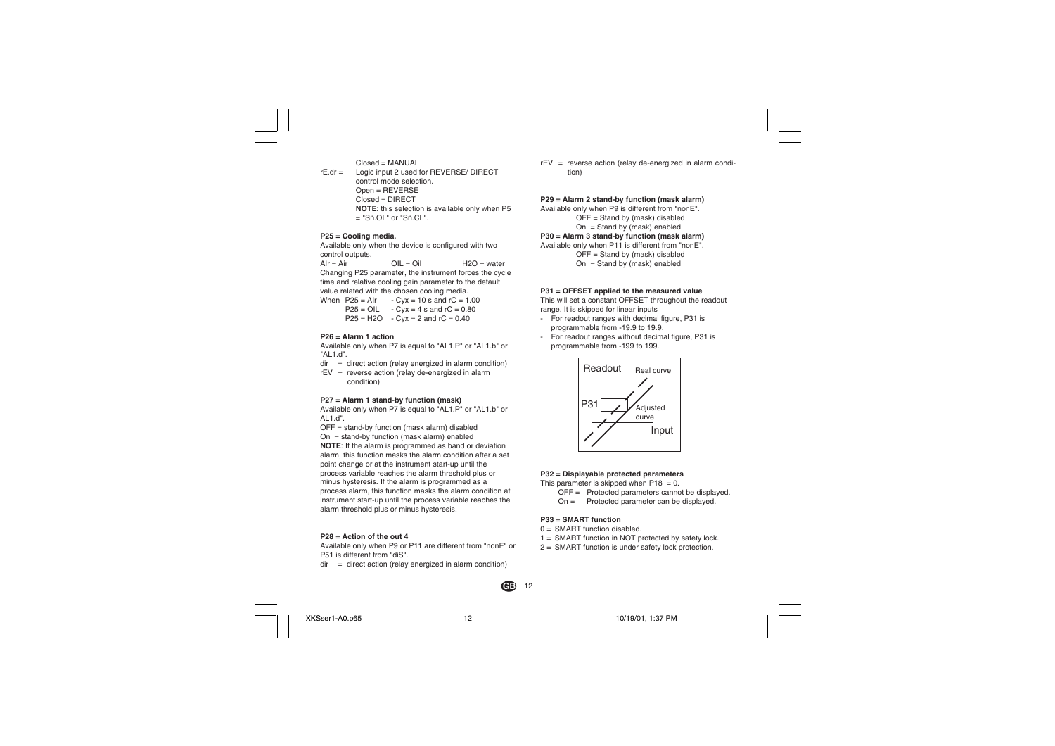Closed = MANUAL

rE.dr = Logic input 2 used for REVERSE/ DIRECT control mode selection.
Open = REVERSE
Closed = DIRECT
**NOTE**: this selection is available only when P5 = "Sñ.OL" or "Sñ.CL".

**P25 = Cooling media.**

Available only when the device is configured with two control outputs.

AIr = Air　　　OIL = Oil　　　H2O = water

Changing P25 parameter, the instrument forces the cycle time and relative cooling gain parameter to the default value related with the chosen cooling media.

When P25 = AIr - Cyx = 10 s and rC = 1.00
P25 = OIL - Cyx = 4 s and rC = 0.80
P25 = H2O - Cyx = 2 and rC = 0.40

**P26 = Alarm 1 action**

Available only when P7 is equal to "AL1.P" or "AL1.b" or "AL1.d".

dir = direct action (relay energized in alarm condition)
rEV = reverse action (relay de-energized in alarm condition)

**P27 = Alarm 1 stand-by function (mask)**

Available only when P7 is equal to "AL1.P" or "AL1.b" or AL1.d".

OFF = stand-by function (mask alarm) disabled
On = stand-by function (mask alarm) enabled

**NOTE**: If the alarm is programmed as band or deviation alarm, this function masks the alarm condition after a set point change or at the instrument start-up until the process variable reaches the alarm threshold plus or minus hysteresis. If the alarm is programmed as a process alarm, this function masks the alarm condition at instrument start-up until the process variable reaches the alarm threshold plus or minus hysteresis.

**P28 = Action of the out 4**

Available only when P9 or P11 are different from "nonE" or P51 is different from "diS".

dir = direct action (relay energized in alarm condition)
rEV = reverse action (relay de-energized in alarm condition)

**P29 = Alarm 2 stand-by function (mask alarm)**

Available only when P9 is different from "nonE".
OFF = Stand by (mask) disabled
On = Stand by (mask) enabled

**P30 = Alarm 3 stand-by function (mask alarm)**

Available only when P11 is different from "nonE".
OFF = Stand by (mask) disabled
On = Stand by (mask) enabled

**P31 = OFFSET applied to the measured value**

This will set a constant OFFSET throughout the readout range. It is skipped for linear inputs

- For readout ranges with decimal figure, P31 is programmable from -19.9 to 19.9.
- For readout ranges without decimal figure, P31 is programmable from -199 to 199.

Readout　Real curve　P31　Adjusted curve　Input

**P32 = Displayable protected parameters**

This parameter is skipped when P18 = 0.
OFF = Protected parameters cannot be displayed.
On = Protected parameter can be displayed.

**P33 = SMART function**

0 = SMART function disabled.
1 = SMART function in NOT protected by safety lock.
2 = SMART function is under safety lock protection.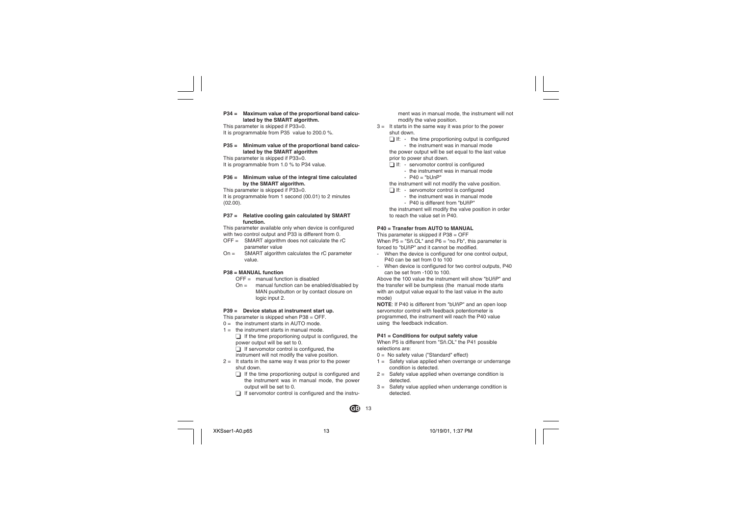**P34 = Maximum value of the proportional band calculated by the SMART algorithm.**

This parameter is skipped if P33=0.
It is programmable from P35 value to 200.0 %.

**P35 = Minimum value of the proportional band calculated by the SMART algorithm**

This parameter is skipped if P33=0.
It is programmable from 1.0 % to P34 value.

**P36 = Minimum value of the integral time calculated by the SMART algorithm.**

This parameter is skipped if P33=0.
It is programmable from 1 second (00.01) to 2 minutes (02.00).

**P37 = Relative cooling gain calculated by SMART function.**

This parameter available only when device is configured with two control output and P33 is different from 0.

OFF = SMART algorithm does not calculate the rC parameter value
On = SMART algorithm calculates the rC parameter value.

**P38 = MANUAL function**

OFF = manual function is disabled
On = manual function can be enabled/disabled by MAN pushbutton or by contact closure on logic input 2.

**P39 = Device status at instrument start up.**

This parameter is skipped when P38 = OFF.

0 = the instrument starts in AUTO mode.
1 = the instrument starts in manual mode.
❑ If the time proportioning output is configured, the power output will be set to 0.
❑ If servomotor control is configured, the instrument will not modify the valve position.
2 = It starts in the same way it was prior to the power shut down.
❑ If the time proportioning output is configured and the instrument was in manual mode, the power output will be set to 0.
❑ If servomotor control is configured and the instrument was in manual mode, the instrument will not modify the valve position.
3 = It starts in the same way it was prior to the power shut down.
❑ If: - the time proportioning output is configured
- the instrument was in manual mode
the power output will be set equal to the last value prior to power shut down.
❑ If: - servomotor control is configured
- the instrument was in manual mode
- P40 = "bUnP"
the instrument will not modify the valve position.
❑ If: - servomotor control is configured
- the instrument was in manual mode
- P40 is different from "bUñP"
the instrument will modify the valve position in order to reach the value set in P40.

**P40 = Transfer from AUTO to MANUAL**

This parameter is skipped if P38 = OFF
When P5 = "Sñ.OL" and P6 = "no.Fb", this parameter is forced to "bUñP" and it cannot be modified.

- When the device is configured for one control output, P40 can be set from 0 to 100
- When device is configured for two control outputs, P40 can be set from -100 to 100.

Above the 100 value the instrument will show "bUñP" and the transfer will be bumpless (the manual mode starts with an output value equal to the last value in the auto mode)

**NOTE**: If P40 is different from "bUñP" and an open loop servomotor control with feedback potentiometer is programmed, the instrument will reach the P40 value using the feedback indication.

**P41 = Conditions for output safety value**

When P5 is different from "Sñ.OL" the P41 possible selections are:

0 = No safety value ("Standard" effect)
1 = Safety value applied when overrange or underrange condition is detected.
2 = Safety value applied when overrange condition is detected.
3 = Safety value applied when underrange condition is detected.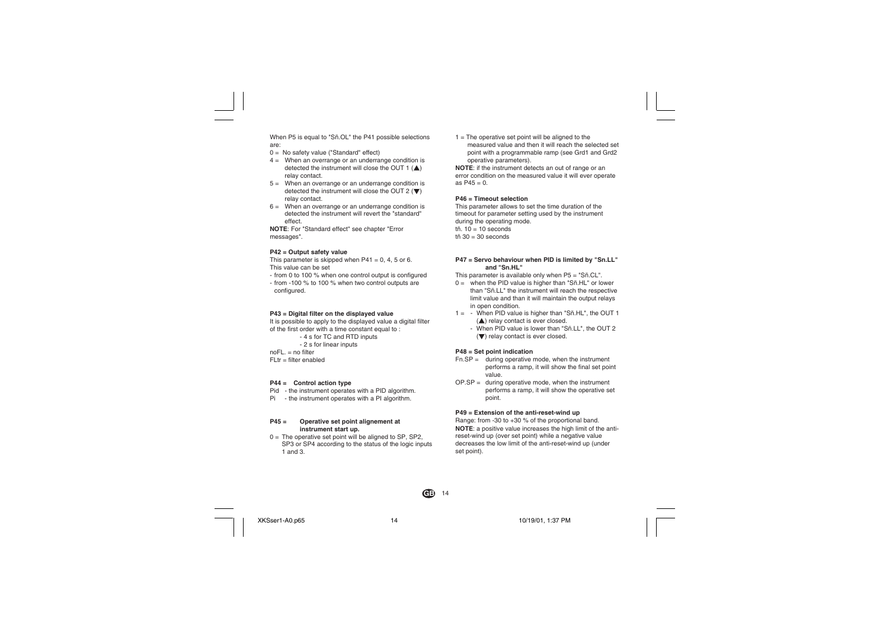When P5 is equal to "Sñ.OL" the P41 possible selections are:

0 = No safety value ("Standard" effect)

4 = When an overrange or an underrange condition is detected the instrument will close the OUT 1 (▲) relay contact.

5 = When an overrange or an underrange condition is detected the instrument will close the OUT 2 (▼) relay contact.

6 = When an overrange or an underrange condition is detected the instrument will revert the "standard" effect.

**NOTE**: For "Standard effect" see chapter "Error messages".

**P42 = Output safety value**

This parameter is skipped when P41 = 0, 4, 5 or 6.
This value can be set

- from 0 to 100 % when one control output is configured
- from -100 % to 100 % when two control outputs are configured.

**P43 = Digital filter on the displayed value**

It is possible to apply to the displayed value a digital filter of the first order with a time constant equal to :

- 4 s for TC and RTD inputs
- 2 s for linear inputs

noFL. = no filter
FLtr = filter enabled

**P44 = Control action type**

Pid - the instrument operates with a PID algorithm.
Pi - the instrument operates with a PI algorithm.

**P45 = Operative set point alignement at instrument start up.**

0 = The operative set point will be aligned to SP, SP2, SP3 or SP4 according to the status of the logic inputs 1 and 3.

1 = The operative set point will be aligned to the measured value and then it will reach the selected set point with a programmable ramp (see Grd1 and Grd2 operative parameters).

**NOTE**: if the instrument detects an out of range or an error condition on the measured value it will ever operate as P45 = 0.

**P46 = Timeout selection**

This parameter allows to set the time duration of the timeout for parameter setting used by the instrument during the operating mode.

tñ. 10 = 10 seconds
tñ 30 = 30 seconds

**P47 = Servo behaviour when PID is limited by "Sn.LL" and "Sn.HL"**

This parameter is available only when P5 = "Sñ.CL".

0 = when the PID value is higher than "Sñ.HL" or lower than "Sñ.LL" the instrument will reach the respective limit value and than it will maintain the output relays in open condition.

1 = - When PID value is higher than "Sñ.HL", the OUT 1 (▲) relay contact is ever closed.
- When PID value is lower than "Sñ.LL", the OUT 2 (▼) relay contact is ever closed.

**P48 = Set point indication**

Fn.SP = during operative mode, when the instrument performs a ramp, it will show the final set point value.

OP.SP = during operative mode, when the instrument performs a ramp, it will show the operative set point.

**P49 = Extension of the anti-reset-wind up**

Range: from -30 to +30 % of the proportional band.

**NOTE**: a positive value increases the high limit of the anti-reset-wind up (over set point) while a negative value decreases the low limit of the anti-reset-wind up (under set point).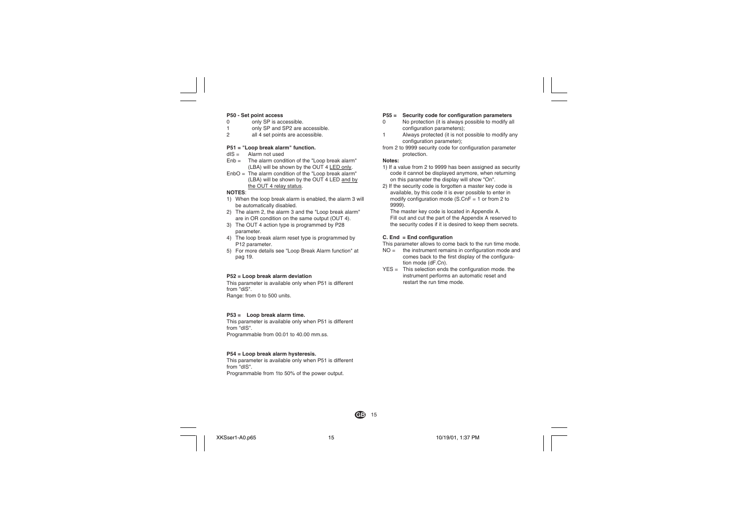**P50 - Set point access**

0 only SP is accessible.
1 only SP and SP2 are accessible.
2 all 4 set points are accessible.

**P51 = "Loop break alarm" function.**

dIS = Alarm not used
Enb = The alarm condition of the "Loop break alarm" (LBA) will be shown by the OUT 4 LED only.
EnbO = The alarm condition of the "Loop break alarm" (LBA) will be shown by the OUT 4 LED and by the OUT 4 relay status.

**NOTES**:

1) When the loop break alarm is enabled, the alarm 3 will be automatically disabled.
2) The alarm 2, the alarm 3 and the "Loop break alarm" are in OR condition on the same output (OUT 4).
3) The OUT 4 action type is programmed by P28 parameter.
4) The loop break alarm reset type is programmed by P12 parameter.
5) For more details see "Loop Break Alarm function" at pag 19.

**P52 = Loop break alarm deviation**

This parameter is available only when P51 is different from "diS".
Range: from 0 to 500 units.

**P53 = Loop break alarm time.**

This parameter is available only when P51 is different from "dIS".
Programmable from 00.01 to 40.00 mm.ss.

**P54 = Loop break alarm hysteresis.**

This parameter is available only when P51 is different from "dIS".
Programmable from 1to 50% of the power output.

**P55 = Security code for configuration parameters**

0 No protection (it is always possible to modify all configuration parameters);
1 Always protected (it is not possible to modify any configuration parameter);

from 2 to 9999 security code for configuration parameter protection.

**Notes:**

1) If a value from 2 to 9999 has been assigned as security code it cannot be displayed anymore, when returning on this parameter the display will show "On".
2) If the security code is forgotten a master key code is available, by this code it is ever possible to enter in modify configuration mode (S.CnF = 1 or from 2 to 9999).
   The master key code is located in Appendix A.
   Fill out and cut the part of the Appendix A reserved to the security codes if it is desired to keep them secrets.

**C. End = End configuration**

This parameter allows to come back to the run time mode.

NO = the instrument remains in configuration mode and comes back to the first display of the configuration mode (dF.Cn).
YES = This selection ends the configuration mode. the instrument performs an automatic reset and restart the run time mode.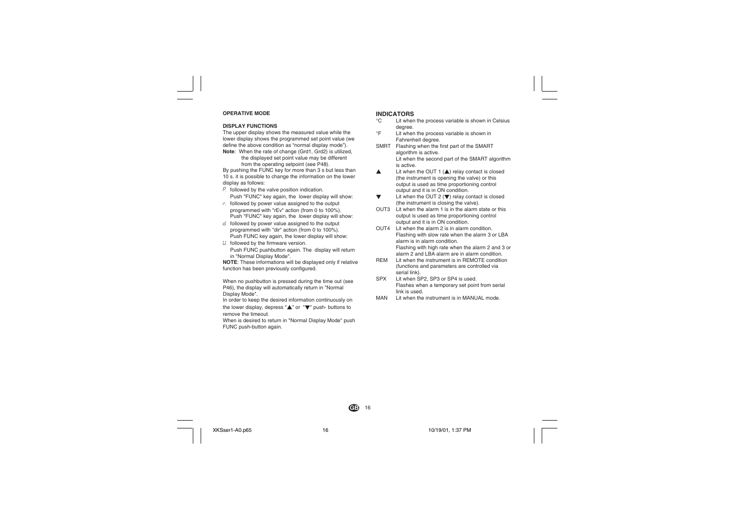**OPERATIVE MODE**

**DISPLAY FUNCTIONS**

The upper display shows the measured value while the lower display shows the programmed set point value (we define the above condition as "normal display mode").

**Note**: When the rate of change (Grd1, Grd2) is utilized, the displayed set point value may be different from the operating setpoint (see P48).

By pushing the FUNC key for more than 3 s but less than 10 s. it is possible to change the information on the lower display as follows:

- P. followed by the valve position indication.
  Push "FUNC" key again, the lower display will show:
- r. followed by power value assigned to the output programmed with "rEv" action (from 0 to 100%).
  Push "FUNC" key again, the lower display will show:
- d. followed by power value assigned to the output programmed with "dir" action (from 0 to 100%).
  Push FUNC key again, the lower display will show:
- U. followed by the firmware version.
  Push FUNC pushbutton again. The display will return in "Normal Display Mode".

**NOTE**: These informations will be displayed only if relative function has been previously configured.

When no pushbutton is pressed during the time out (see P46), the display will automatically return in "Normal Display Mode".

In order to keep the desired information continuously on the lower display, depress "▲" or "▼" push- buttons to remove the timeout.

When is desired to return in "Normal Display Mode" push FUNC push-button again.

## INDICATORS

- °C — Lit when the process variable is shown in Celsius degree.
- °F — Lit when the process variable is shown in Fahrenheit degree.
- SMRT — Flashing when the first part of the SMART algorithm is active.
  Lit when the second part of the SMART algorithm is active.
- ▲ — Lit when the OUT 1 (▲) relay contact is closed (the instrument is opening the valve) or this output is used as time proportioning control output and it is in ON condition.
- ▼ — Lit when the OUT 2 (▼) relay contact is closed (the instrument is closing the valve).
- OUT3 — Lit when the alarm 1 is in the alarm state or this output is used as time proportioning control output and it is in ON condition.
- OUT4 — Lit when the alarm 2 is in alarm condition.
  Flashing with slow rate when the alarm 3 or LBA alarm is in alarm condition.
  Flashing with high rate when the alarm 2 and 3 or alarm 2 and LBA alarm are in alarm condition.
- REM — Lit when the instrument is in REMOTE condition (functions and parameters are controlled via serial link).
- SPX — Lit when SP2, SP3 or SP4 is used.
  Flashes when a temporary set point from serial link is used.
- MAN — Lit when the instrument is in MANUAL mode.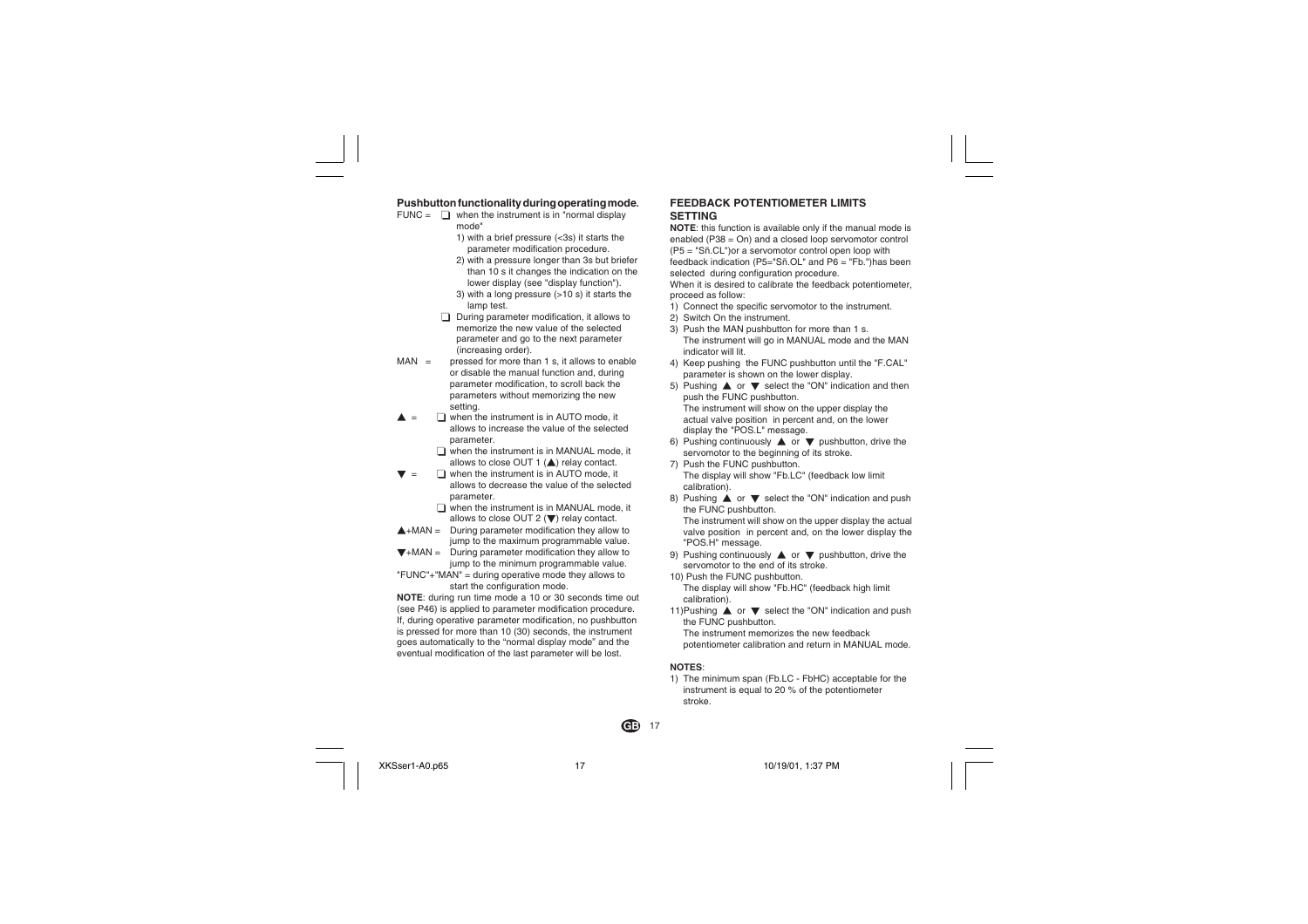### Pushbutton functionality during operating mode.

FUNC =
- ❑ when the instrument is in "normal display mode"
  1) with a brief pressure (<3s) it starts the parameter modification procedure.
  2) with a pressure longer than 3s but briefer than 10 s it changes the indication on the lower display (see "display function").
  3) with a long pressure (>10 s) it starts the lamp test.
- ❑ During parameter modification, it allows to memorize the new value of the selected parameter and go to the next parameter (increasing order).

MAN = pressed for more than 1 s, it allows to enable or disable the manual function and, during parameter modification, to scroll back the parameters without memorizing the new setting.

▲ =
- ❑ when the instrument is in AUTO mode, it allows to increase the value of the selected parameter.
- ❑ when the instrument is in MANUAL mode, it allows to close OUT 1 (▲) relay contact.

▼ =
- ❑ when the instrument is in AUTO mode, it allows to decrease the value of the selected parameter.
- ❑ when the instrument is in MANUAL mode, it allows to close OUT 2 (▼) relay contact.

▲+MAN = During parameter modification they allow to jump to the maximum programmable value.

▼+MAN = During parameter modification they allow to jump to the minimum programmable value.

"FUNC"+"MAN" = during operative mode they allows to start the configuration mode.

**NOTE**: during run time mode a 10 or 30 seconds time out (see P46) is applied to parameter modification procedure. If, during operative parameter modification, no pushbutton is pressed for more than 10 (30) seconds, the instrument goes automatically to the "normal display mode" and the eventual modification of the last parameter will be lost.

### FEEDBACK POTENTIOMETER LIMITS SETTING

**NOTE**: this function is available only if the manual mode is enabled (P38 = On) and a closed loop servomotor control (P5 = "Sñ.CL")or a servomotor control open loop with feedback indication (P5="Sñ.OL" and P6 = "Fb.")has been selected during configuration procedure.

When it is desired to calibrate the feedback potentiometer, proceed as follow:

1) Connect the specific servomotor to the instrument.
2) Switch On the instrument.
3) Push the MAN pushbutton for more than 1 s.
   The instrument will go in MANUAL mode and the MAN indicator will lit.
4) Keep pushing the FUNC pushbutton until the "F.CAL" parameter is shown on the lower display.
5) Pushing ▲ or ▼ select the "ON" indication and then push the FUNC pushbutton.
   The instrument will show on the upper display the actual valve position in percent and, on the lower display the "POS.L" message.
6) Pushing continuously ▲ or ▼ pushbutton, drive the servomotor to the beginning of its stroke.
7) Push the FUNC pushbutton.
   The display will show "Fb.LC" (feedback low limit calibration).
8) Pushing ▲ or ▼ select the "ON" indication and push the FUNC pushbutton.
   The instrument will show on the upper display the actual valve position in percent and, on the lower display the "POS.H" message.
9) Pushing continuously ▲ or ▼ pushbutton, drive the servomotor to the end of its stroke.
10) Push the FUNC pushbutton.
    The display will show "Fb.HC" (feedback high limit calibration).
11) Pushing ▲ or ▼ select the "ON" indication and push the FUNC pushbutton.
    The instrument memorizes the new feedback potentiometer calibration and return in MANUAL mode.

**NOTES**:

1) The minimum span (Fb.LC - FbHC) acceptable for the instrument is equal to 20 % of the potentiometer stroke.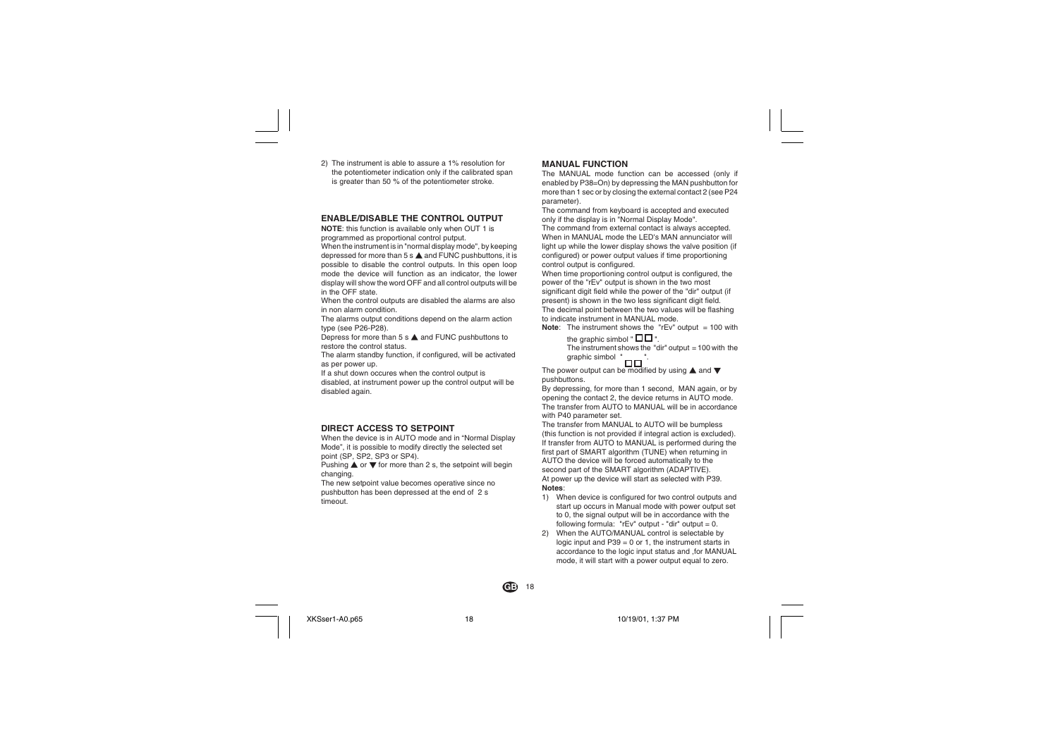2) The instrument is able to assure a 1% resolution for the potentiometer indication only if the calibrated span is greater than 50 % of the potentiometer stroke.

## ENABLE/DISABLE THE CONTROL OUTPUT

**NOTE**: this function is available only when OUT 1 is programmed as proportional control putput.

When the instrument is in "normal display mode", by keeping depressed for more than 5 s ▲ and FUNC pushbuttons, it is possible to disable the control outputs. In this open loop mode the device will function as an indicator, the lower display will show the word OFF and all control outputs will be in the OFF state.

When the control outputs are disabled the alarms are also in non alarm condition.

The alarms output conditions depend on the alarm action type (see P26-P28).

Depress for more than 5 s ▲ and FUNC pushbuttons to restore the control status.

The alarm standby function, if configured, will be activated as per power up.

If a shut down occures when the control output is disabled, at instrument power up the control output will be disabled again.

## DIRECT ACCESS TO SETPOINT

When the device is in AUTO mode and in "Normal Display Mode", it is possible to modify directly the selected set point (SP, SP2, SP3 or SP4).

Pushing ▲ or ▼ for more than 2 s, the setpoint will begin changing.

The new setpoint value becomes operative since no pushbutton has been depressed at the end of 2 s timeout.

## MANUAL FUNCTION

The MANUAL mode function can be accessed (only if enabled by P38=On) by depressing the MAN pushbutton for more than 1 sec or by closing the external contact 2 (see P24 parameter).

The command from keyboard is accepted and executed only if the display is in "Normal Display Mode".

The command from external contact is always accepted.

When in MANUAL mode the LED's MAN annunciator will light up while the lower display shows the valve position (if configured) or power output values if time proportioning control output is configured.

When time proportioning control output is configured, the power of the "rEv" output is shown in the two most significant digit field while the power of the "dir" output (if present) is shown in the two less significant digit field.

The decimal point between the two values will be flashing to indicate instrument in MANUAL mode.

**Note**: The instrument shows the "rEv" output = 100 with the graphic simbol " □□ ".
The instrument shows the "dir" output = 100 with the graphic simbol " □□ ".

The power output can be modified by using ▲ and ▼ pushbuttons.

By depressing, for more than 1 second, MAN again, or by opening the contact 2, the device returns in AUTO mode.

The transfer from AUTO to MANUAL will be in accordance with P40 parameter set.

The transfer from MANUAL to AUTO will be bumpless (this function is not provided if integral action is excluded).

If transfer from AUTO to MANUAL is performed during the first part of SMART algorithm (TUNE) when returning in AUTO the device will be forced automatically to the second part of the SMART algorithm (ADAPTIVE).

At power up the device will start as selected with P39.

**Notes**:

1) When device is configured for two control outputs and start up occurs in Manual mode with power output set to 0, the signal output will be in accordance with the following formula: "rEv" output - "dir" output = 0.
2) When the AUTO/MANUAL control is selectable by logic input and P39 = 0 or 1, the instrument starts in accordance to the logic input status and ,for MANUAL mode, it will start with a power output equal to zero.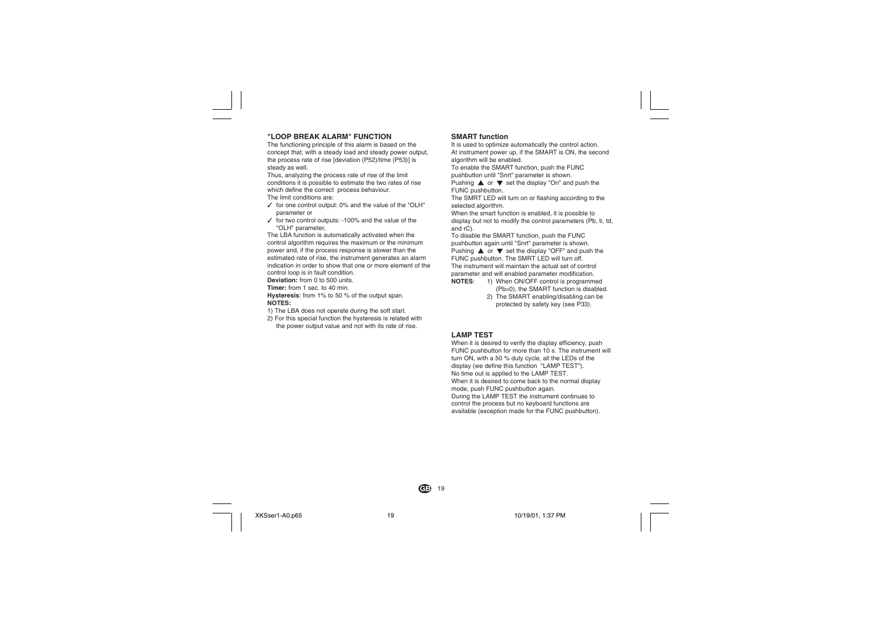## "LOOP BREAK ALARM" FUNCTION

The functioning principle of this alarm is based on the concept that, with a steady load and steady power output, the process rate of rise [deviation (P52)/time (P53)] is steady as well.

Thus, analyzing the process rate of rise of the limit conditions it is possible to estimate the two rates of rise which define the correct process behaviour.

The limit conditions are:

- ✓ for one control output: 0% and the value of the "OLH" parameter or
- ✓ for two control outputs: -100% and the value of the "OLH" parameter,

The LBA function is automatically activated when the control algorithm requires the maximum or the minimum power and, if the process response is slower than the estimated rate of rise, the instrument generates an alarm indication in order to show that one or more element of the control loop is in fault condition.

**Deviation:** from 0 to 500 units.

**Timer:** from 1 sec. to 40 min.

**Hysteresis**: from 1% to 50 % of the output span.

**NOTES:**

1) The LBA does not operate during the soft start.
2) For this special function the hysteresis is related with the power output value and not with its rate of rise.

## SMART function

It is used to optimize automatically the control action.

At instrument power up, if the SMART is ON, the second algorithm will be enabled.

To enable the SMART function, push the FUNC pushbutton until "Snrt" parameter is shown.

Pushing ▲ or ▼ set the display "On" and push the FUNC pushbutton.

The SMRT LED will turn on or flashing according to the selected algorithm.

When the smart function is enabled, it is possible to display but not to modify the control parameters (Pb, ti, td, and rC).

To disable the SMART function, push the FUNC pushbutton again until "Snrt" parameter is shown.

Pushing ▲ or ▼ set the display "OFF" and push the FUNC pushbutton. The SMRT LED will turn off.

The instrument will maintain the actual set of control parameter and will enabled parameter modification.

**NOTES**:
1) When ON/OFF control is programmed (Pb=0), the SMART function is disabled.
2) The SMART enabling/disabling can be protected by safety key (see P33).

## LAMP TEST

When it is desired to verify the display efficiency, push FUNC pushbutton for more than 10 s. The instrument will turn ON, with a 50 % duty cycle, all the LEDs of the display (we define this function "LAMP TEST").

No time out is applied to the LAMP TEST.

When it is desired to come back to the normal display mode, push FUNC pushbutton again.

During the LAMP TEST the instrument continues to control the process but no keyboard functions are available (exception made for the FUNC pushbutton).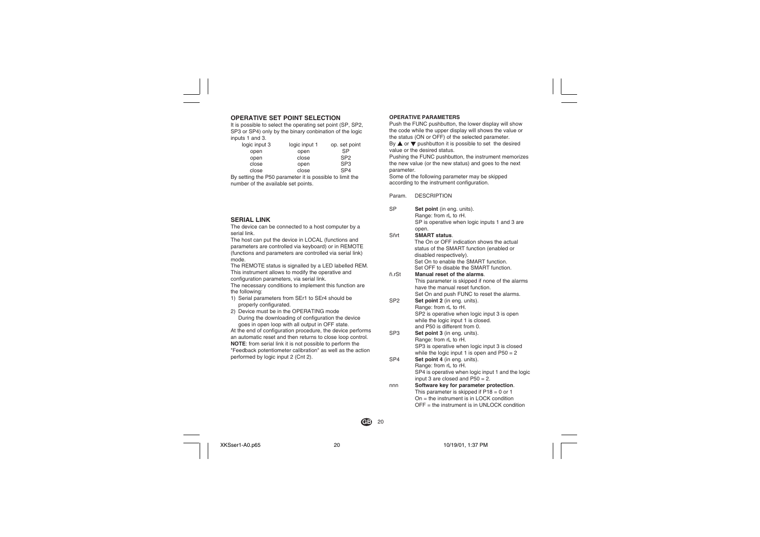## OPERATIVE SET POINT SELECTION

It is possible to select the operating set point (SP, SP2, SP3 or SP4) only by the binary conbination of the logic inputs 1 and 3.

| logic input 3 | logic input 1 | op. set point |
|---|---|---|
| open | open | SP |
| open | close | SP2 |
| close | open | SP3 |
| close | close | SP4 |

By setting the P50 parameter it is possible to limit the number of the available set points.

## SERIAL LINK

The device can be connected to a host computer by a serial link.

The host can put the device in LOCAL (functions and parameters are controlled via keyboard) or in REMOTE (functions and parameters are controlled via serial link) mode.

The REMOTE status is signalled by a LED labelled REM.

This instrument allows to modify the operative and configuration parameters, via serial link.

The necessary conditions to implement this function are the following:

1) Serial parameters from SEr1 to SEr4 should be properly configurated.
2) Device must be in the OPERATING mode
   During the downloading of configuration the device goes in open loop with all output in OFF state.

At the end of configuration procedure, the device performs an automatic reset and then returns to close loop control.

**NOTE**: from serial link it is not possible to perform the "Feedback potentiometer calibration" as well as the action performed by logic input 2 (Cnt 2).

### OPERATIVE PARAMETERS

Push the FUNC pushbutton, the lower display will show the code while the upper display will shows the value or the status (ON or OFF) of the selected parameter.

By ▲ or ▼ pushbutton it is possible to set the desired value or the desired status.

Pushing the FUNC pushbutton, the instrument memorizes the new value (or the new status) and goes to the next parameter.

Some of the following parameter may be skipped according to the instrument configuration.

| Param. | DESCRIPTION |
|---|---|
| SP | **Set point** (in eng. units). Range: from rL to rH. SP is operative when logic inputs 1 and 3 are open. |
| Sñrt | **SMART status**. The On or OFF indication shows the actual status of the SMART function (enabled or disabled respectively). Set On to enable the SMART function. Set OFF to disable the SMART function. |
| ñ.rSt | **Manual reset of the alarms**. This parameter is skipped if none of the alarms have the manual reset function. Set On and push FUNC to reset the alarms. |
| SP2 | **Set point 2** (in eng. units). Range: from rL to rH. SP2 is operative when logic input 3 is open while the logic input 1 is closed. and P50 is different from 0. |
| SP3 | **Set point 3** (in eng. units). Range: from rL to rH. SP3 is operative when logic input 3 is closed while the logic input 1 is open and P50 = 2 |
| SP4 | **Set point 4** (in eng. units). Range: from rL to rH. SP4 is operative when logic input 1 and the logic input 3 are closed and P50 = 2. |
| nnn | **Software key for parameter protection**. This parameter is skipped if P18 = 0 or 1 On = the instrument is in LOCK condition OFF = the instrument is in UNLOCK condition |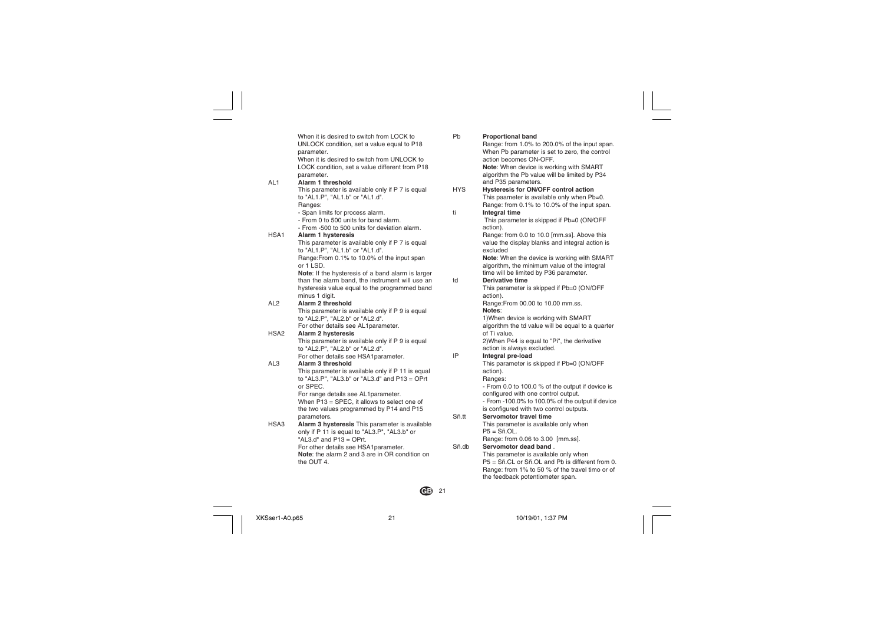When it is desired to switch from LOCK to UNLOCK condition, set a value equal to P18 parameter.
When it is desired to switch from UNLOCK to LOCK condition, set a value different from P18 parameter.

AL1 **Alarm 1 threshold**
This parameter is available only if P 7 is equal to "AL1.P", "AL1.b" or "AL1.d".
Ranges:
- Span limits for process alarm.
- From 0 to 500 units for band alarm.
- From -500 to 500 units for deviation alarm.

HSA1 **Alarm 1 hysteresis**
This parameter is available only if P 7 is equal to "AL1.P", "AL1.b" or "AL1.d".
Range:From 0.1% to 10.0% of the input span or 1 LSD.
**Note**: If the hysteresis of a band alarm is larger than the alarm band, the instrument will use an hysteresis value equal to the programmed band minus 1 digit.

AL2 **Alarm 2 threshold**
This parameter is available only if P 9 is equal to "AL2.P", "AL2.b" or "AL2.d".
For other details see AL1parameter.

HSA2 **Alarm 2 hysteresis**
This parameter is available only if P 9 is equal to "AL2.P", "AL2.b" or "AL2.d".
For other details see HSA1parameter.

AL3 **Alarm 3 threshold**
This parameter is available only if P 11 is equal to "AL3.P", "AL3.b" or "AL3.d" and P13 = OPrt or SPEC.
For range details see AL1parameter.
When P13 = SPEC, it allows to select one of the two values programmed by P14 and P15 parameters.

HSA3 **Alarm 3 hysteresis** This parameter is available only if P 11 is equal to "AL3.P", "AL3.b" or "AL3.d" and P13 = OPrt.
For other details see HSA1parameter.
**Note**: the alarm 2 and 3 are in OR condition on the OUT 4.

Pb **Proportional band**
Range: from 1.0% to 200.0% of the input span.
When Pb parameter is set to zero, the control action becomes ON-OFF.
**Note**: When device is working with SMART algorithm the Pb value will be limited by P34 and P35 parameters.

HYS **Hysteresis for ON/OFF control action**
This paameter is available only when Pb=0.
Range: from 0.1% to 10.0% of the input span.

ti **Integral time**
This parameter is skipped if Pb=0 (ON/OFF action).
Range: from 0.0 to 10.0 [mm.ss]. Above this value the display blanks and integral action is excluded
**Note**: When the device is working with SMART algorithm, the minimum value of the integral time will be limited by P36 parameter.

td **Derivative time**
This parameter is skipped if Pb=0 (ON/OFF action).
Range:From 00.00 to 10.00 mm.ss.
**Notes**:
1)When device is working with SMART algorithm the td value will be equal to a quarter of Ti value.
2)When P44 is equal to "Pi", the derivative action is always excluded.

IP **Integral pre-load**
This parameter is skipped if Pb=0 (ON/OFF action).
Ranges:
- From 0.0 to 100.0 % of the output if device is configured with one control output.
- From -100.0% to 100.0% of the output if device is configured with two control outputs.

Sñ.tt **Servomotor travel time**
This parameter is available only when P5 = Sñ.OL.
Range: from 0.06 to 3.00 [mm.ss].

Sñ.db **Servomotor dead band** .
This parameter is available only when P5 = Sñ.CL or Sñ.OL and Pb is different from 0.
Range: from 1% to 50 % of the travel timo or of the feedback potentiometer span.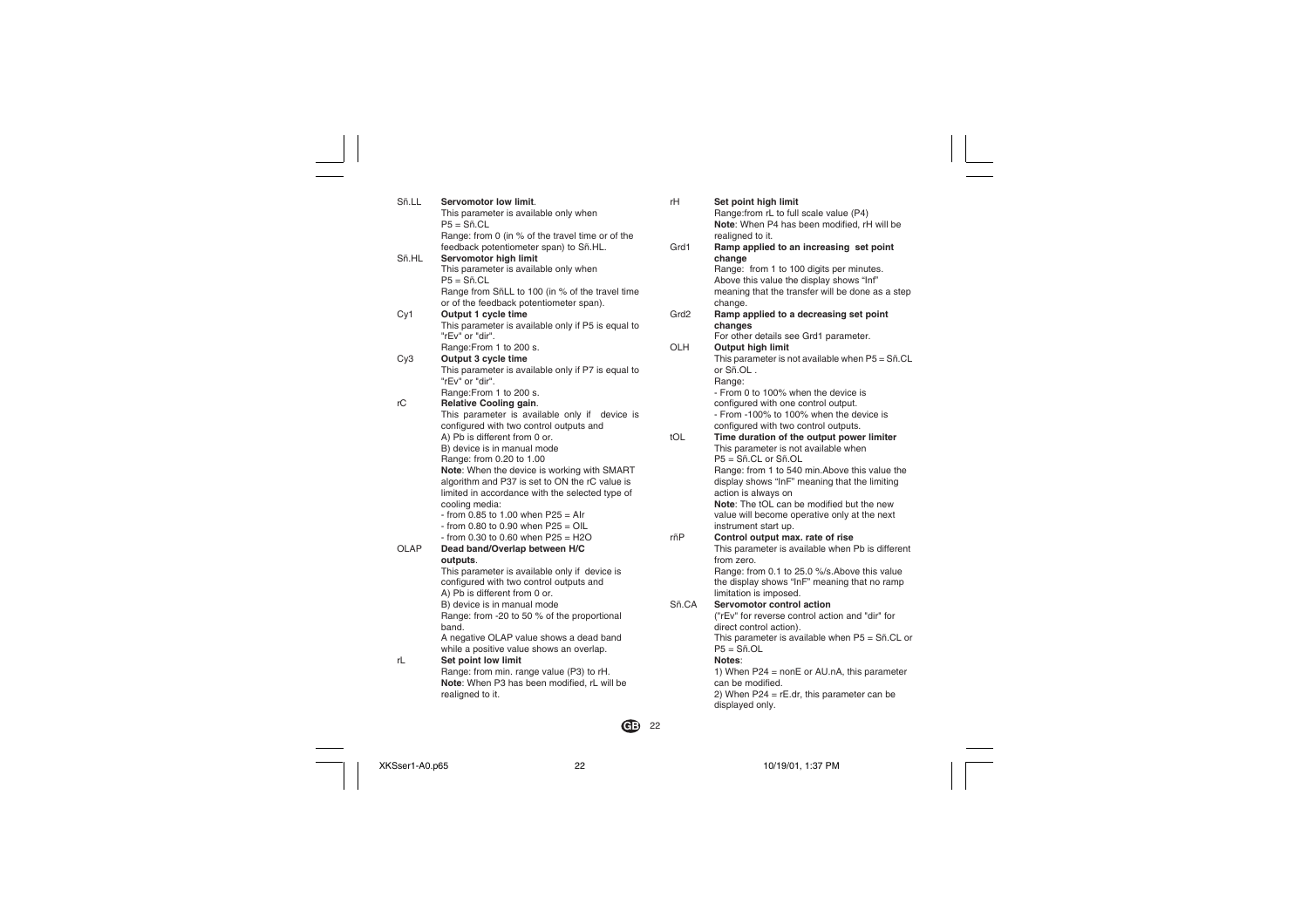**Sñ.LL** **Servomotor low limit**.
This parameter is available only when
P5 = Sñ.CL
Range: from 0 (in % of the travel time or of the feedback potentiometer span) to Sñ.HL.

**Sñ.HL** **Servomotor high limit**
This parameter is available only when
P5 = Sñ.CL
Range from SñLL to 100 (in % of the travel time or of the feedback potentiometer span).

**Cy1** **Output 1 cycle time**
This parameter is available only if P5 is equal to "rEv" or "dir".
Range:From 1 to 200 s.

**Cy3** **Output 3 cycle time**
This parameter is available only if P7 is equal to "rEv" or "dir".
Range:From 1 to 200 s.

**rC** **Relative Cooling gain**.
This parameter is available only if device is configured with two control outputs and
A) Pb is different from 0 or.
B) device is in manual mode
Range: from 0.20 to 1.00
**Note**: When the device is working with SMART algorithm and P37 is set to ON the rC value is limited in accordance with the selected type of cooling media:
- from 0.85 to 1.00 when P25 = AIr
- from 0.80 to 0.90 when P25 = OIL
- from 0.30 to 0.60 when P25 = H2O

**OLAP** **Dead band/Overlap between H/C outputs**.
This parameter is available only if device is configured with two control outputs and
A) Pb is different from 0 or.
B) device is in manual mode
Range: from -20 to 50 % of the proportional band.
A negative OLAP value shows a dead band while a positive value shows an overlap.

**rL** **Set point low limit**
Range: from min. range value (P3) to rH.
**Note**: When P3 has been modified, rL will be realigned to it.

**rH** **Set point high limit**
Range:from rL to full scale value (P4)
**Note**: When P4 has been modified, rH will be realigned to it.

**Grd1** **Ramp applied to an increasing set point change**
Range: from 1 to 100 digits per minutes.
Above this value the display shows "Inf" meaning that the transfer will be done as a step change.

**Grd2** **Ramp applied to a decreasing set point changes**
For other details see Grd1 parameter.

**OLH** **Output high limit**
This parameter is not available when P5 = Sñ.CL or Sñ.OL .
Range:
- From 0 to 100% when the device is configured with one control output.
- From -100% to 100% when the device is configured with two control outputs.

**tOL** **Time duration of the output power limiter**
This parameter is not available when
P5 = Sñ.CL or Sñ.OL
Range: from 1 to 540 min.Above this value the display shows "InF" meaning that the limiting action is always on
**Note**: The tOL can be modified but the new value will become operative only at the next instrument start up.

**rñP** **Control output max. rate of rise**
This parameter is available when Pb is different from zero.
Range: from 0.1 to 25.0 %/s.Above this value the display shows "InF" meaning that no ramp limitation is imposed.

**Sñ.CA** **Servomotor control action**
("rEv" for reverse control action and "dir" for direct control action).
This parameter is available when P5 = Sñ.CL or P5 = Sñ.OL
**Notes**:
1) When P24 = nonE or AU.nA, this parameter can be modified.
2) When P24 = rE.dr, this parameter can be displayed only.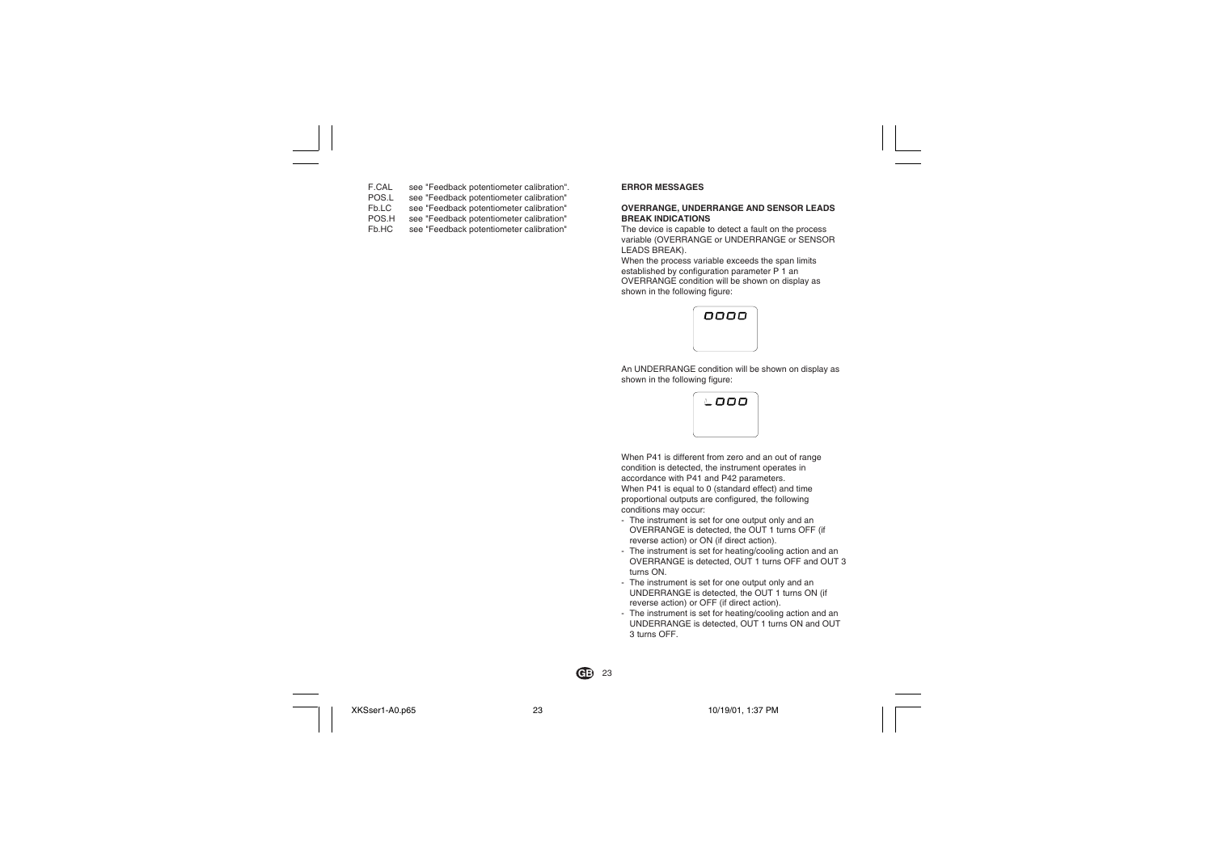F.CAL see "Feedback potentiometer calibration".
POS.L see "Feedback potentiometer calibration"
Fb.LC see "Feedback potentiometer calibration"
POS.H see "Feedback potentiometer calibration"
Fb.HC see "Feedback potentiometer calibration"

## ERROR MESSAGES

### OVERRANGE, UNDERRANGE AND SENSOR LEADS BREAK INDICATIONS

The device is capable to detect a fault on the process variable (OVERRANGE or UNDERRANGE or SENSOR LEADS BREAK).

When the process variable exceeds the span limits established by configuration parameter P 1 an OVERRANGE condition will be shown on display as shown in the following figure:

oooo

An UNDERRANGE condition will be shown on display as shown in the following figure:

_ooo

When P41 is different from zero and an out of range condition is detected, the instrument operates in accordance with P41 and P42 parameters.

When P41 is equal to 0 (standard effect) and time proportional outputs are configured, the following conditions may occur:

- The instrument is set for one output only and an OVERRANGE is detected, the OUT 1 turns OFF (if reverse action) or ON (if direct action).
- The instrument is set for heating/cooling action and an OVERRANGE is detected, OUT 1 turns OFF and OUT 3 turns ON.
- The instrument is set for one output only and an UNDERRANGE is detected, the OUT 1 turns ON (if reverse action) or OFF (if direct action).
- The instrument is set for heating/cooling action and an UNDERRANGE is detected, OUT 1 turns ON and OUT 3 turns OFF.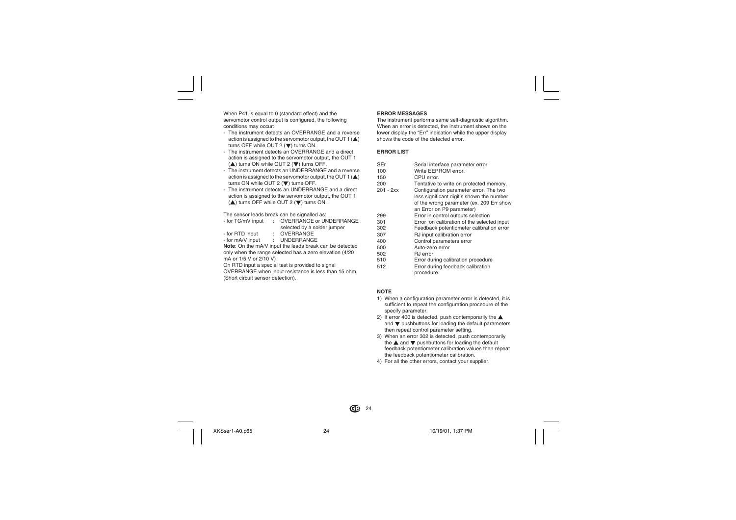When P41 is equal to 0 (standard effect) and the servomotor control output is configured, the following conditions may occur:

- The instrument detects an OVERRANGE and a reverse action is assigned to the servomotor output, the OUT 1 (▲) turns OFF while OUT 2 (▼) turns ON.
- The instrument detects an OVERRANGE and a direct action is assigned to the servomotor output, the OUT 1 (▲) turns ON while OUT 2 (▼) turns OFF.
- The instrument detects an UNDERRANGE and a reverse action is assigned to the servomotor output, the OUT 1 (▲) turns ON while OUT 2 (▼) turns OFF.
- The instrument detects an UNDERRANGE and a direct action is assigned to the servomotor output, the OUT 1 (▲) turns OFF while OUT 2 (▼) turns ON.

The sensor leads break can be signalled as:

- for TC/mV input : OVERRANGE or UNDERRANGE selected by a solder jumper
- for RTD input : OVERRANGE
- for mA/V input : UNDERRANGE

**Note**: On the mA/V input the leads break can be detected only when the range selected has a zero elevation (4/20 mA or 1/5 V or 2/10 V)

On RTD input a special test is provided to signal OVERRANGE when input resistance is less than 15 ohm (Short circuit sensor detection).

**ERROR MESSAGES**

The instrument performs same self-diagnostic algorithm. When an error is detected, the instrument shows on the lower display the "Err" indication while the upper display shows the code of the detected error.

**ERROR LIST**

| | |
|---|---|
| SEr | Serial interface parameter error |
| 100 | Write EEPROM error. |
| 150 | CPU error. |
| 200 | Tentative to write on protected memory. |
| 201 - 2xx | Configuration parameter error. The two less significant digit's shown the number of the wrong parameter (ex. 209 Err show an Error on P9 parameter) |
| 299 | Error in control outputs selection |
| 301 | Error on calibration of the selected input |
| 302 | Feedback potentiometer calibration error |
| 307 | RJ input calibration error |
| 400 | Control parameters error |
| 500 | Auto-zero error |
| 502 | RJ error |
| 510 | Error during calibration procedure |
| 512 | Error during feedback calibration procedure. |

**NOTE**

1) When a configuration parameter error is detected, it is sufficient to repeat the configuration procedure of the specify parameter.
2) If error 400 is detected, push contemporarily the ▲ and ▼ pushbuttons for loading the default parameters then repeat control parameter setting.
3) When an error 302 is detected, push contemporarily the ▲ and ▼ pushbuttons for loading the default feedback potentiometer calibration values then repeat the feedback potentiometer calibration.
4) For all the other errors, contact your supplier.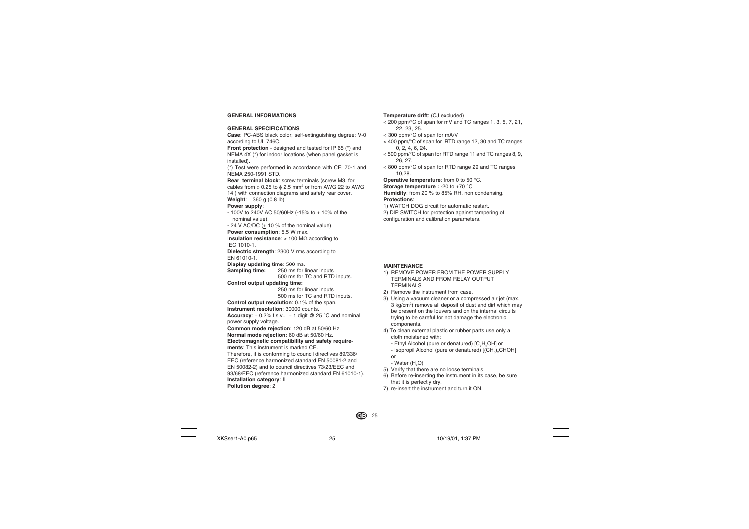## GENERAL INFORMATIONS

### GENERAL SPECIFICATIONS

**Case**: PC-ABS black color; self-extinguishing degree: V-0 according to UL 746C.

**Front protection** - designed and tested for IP 65 (*) and NEMA 4X (*) for indoor locations (when panel gasket is installed).

(*) Test were performed in accordance with CEI 70-1 and NEMA 250-1991 STD.

**Rear terminal block**: screw terminals (screw M3, for cables from ϕ 0.25 to ϕ 2.5 mm² or from AWG 22 to AWG 14 ) with connection diagrams and safety rear cover.

**Weight**: 360 g (0.8 lb)

**Power supply**:

- 100V to 240V AC 50/60Hz (-15% to + 10% of the nominal value).
- 24 V AC/DC (± 10 % of the nominal value).

**Power consumption**: 5.5 W max.

**Insulation resistance**: > 100 MΩ according to IEC 1010-1.

**Dielectric strength**: 2300 V rms according to EN 61010-1.

**Display updating time**: 500 ms.

**Sampling time:** 250 ms for linear inputs
500 ms for TC and RTD inputs.

**Control output updating time:**
250 ms for linear inputs
500 ms for TC and RTD inputs.

**Control output resolution**: 0.1% of the span.

**Instrument resolution**: 30000 counts.

**Accuracy**: ± 0.2% f.s.v.. ± 1 digit @ 25 °C and nominal power supply voltage.

**Common mode rejection**: 120 dB at 50/60 Hz.

**Normal mode rejection:** 60 dB at 50/60 Hz.

**Electromagnetic compatibility and safety requirements**: This instrument is marked CE.

Therefore, it is conforming to council directives 89/336/EEC (reference harmonized standard EN 50081-2 and EN 50082-2) and to council directives 73/23/EEC and 93/68/EEC (reference harmonized standard EN 61010-1).

**Installation category**: II

**Pollution degree**: 2

**Temperature drift**: (CJ excluded)

< 200 ppm/°C of span for mV and TC ranges 1, 3, 5, 7, 21, 22, 23, 25.

< 300 ppm/°C of span for mA/V

< 400 ppm/°C of span for RTD range 12, 30 and TC ranges 0, 2, 4, 6, 24.

< 500 ppm/°C of span for RTD range 11 and TC ranges 8, 9, 26, 27.

< 800 ppm/°C of span for RTD range 29 and TC ranges 10,28.

**Operative temperature**: from 0 to 50 °C.

**Storage temperature :** -20 to +70 °C

**Humidity**: from 20 % to 85% RH, non condensing.

**Protections**:

1) WATCH DOG circuit for automatic restart.
2) DIP SWITCH for protection against tampering of configuration and calibration parameters.

## MAINTENANCE

1) REMOVE POWER FROM THE POWER SUPPLY TERMINALS AND FROM RELAY OUTPUT TERMINALS
2) Remove the instrument from case.
3) Using a vacuum cleaner or a compressed air jet (max. 3 kg/cm²) remove all deposit of dust and dirt which may be present on the louvers and on the internal circuits trying to be careful for not damage the electronic components.
4) To clean external plastic or rubber parts use only a cloth moistened with:
   - Ethyl Alcohol (pure or denatured) [$C_2H_5OH$] or
   - Isopropil Alcohol (pure or denatured) [$(CH_3)_2CHOH$] or
   - Water ($H_2O$)
5) Verify that there are no loose terminals.
6) Before re-inserting the instrument in its case, be sure that it is perfectly dry.
7) re-insert the instrument and turn it ON.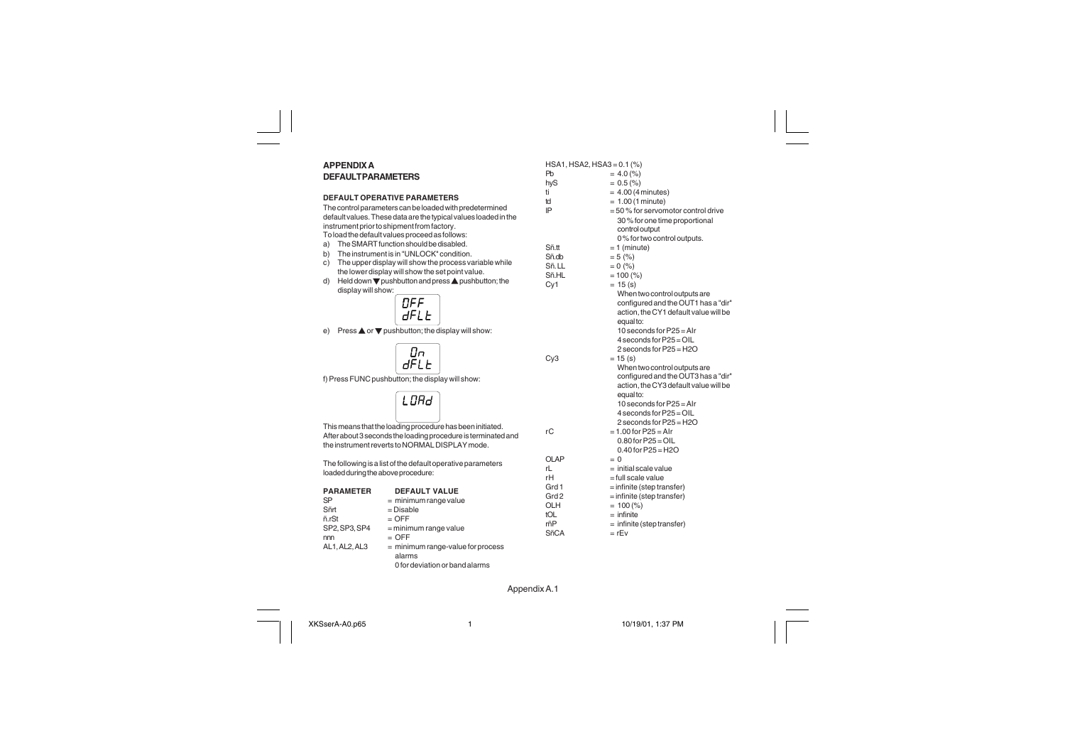# APPENDIX A
# DEFAULT PARAMETERS

## DEFAULT OPERATIVE PARAMETERS

The control parameters can be loaded with predetermined default values. These data are the typical values loaded in the instrument prior to shipment from factory.

To load the default values proceed as follows:

a) The SMART function should be disabled.
b) The instrument is in "UNLOCK" condition.
c) The upper display will show the process variable while the lower display will show the set point value.
d) Held down ▼ pushbutton and press ▲ pushbutton; the display will show:

```
OFF
dFLt
```

e) Press ▲ or ▼ pushbutton; the display will show:

```
On
dFLt
```

f) Press FUNC pushbutton; the display will show:

```
LOAd
```

This means that the loading procedure has been initiated. After about 3 seconds the loading procedure is terminated and the instrument reverts to NORMAL DISPLAY mode.

The following is a list of the default operative parameters loaded during the above procedure:

| PARAMETER | DEFAULT VALUE |
|---|---|
| SP | = minimum range value |
| Sñrt | = Disable |
| ñ.rSt | = OFF |
| SP2, SP3, SP4 | = minimum range value |
| nnn | = OFF |
| AL1, AL2, AL3 | = minimum range-value for process alarms<br>0 for deviation or band alarms |
| HSA1, HSA2, HSA3 | = 0.1 (%) |
| Pb | = 4.0 (%) |
| hyS | = 0.5 (%) |
| ti | = 4.00 (4 minutes) |
| td | = 1.00 (1 minute) |
| IP | = 50 % for servomotor control drive<br>30 % for one time proportional control output<br>0 % for two control outputs. |
| Sñ.tt | = 1 (minute) |
| Sñ.db | = 5 (%) |
| Sñ.LL | = 0 (%) |
| Sñ.HL | = 100 (%) |
| Cy1 | = 15 (s)<br>When two control outputs are configured and the OUT1 has a "dir" action, the CY1 default value will be equal to:<br>10 seconds for P25 = AIr<br>4 seconds for P25 = OIL<br>2 seconds for P25 = H2O |
| Cy3 | = 15 (s)<br>When two control outputs are configured and the OUT3 has a "dir" action, the CY3 default value will be equal to:<br>10 seconds for P25 = AIr<br>4 seconds for P25 = OIL<br>2 seconds for P25 = H2O |
| rC | = 1.00 for P25 = AIr<br>0.80 for P25 = OIL<br>0.40 for P25 = H2O |
| OLAP | = 0 |
| rL | = initial scale value |
| rH | = full scale value |
| Grd 1 | = infinite (step transfer) |
| Grd 2 | = infinite (step transfer) |
| OLH | = 100 (%) |
| tOL | = infinite |
| ñP | = infinite (step transfer) |
| SñCA | = rEv |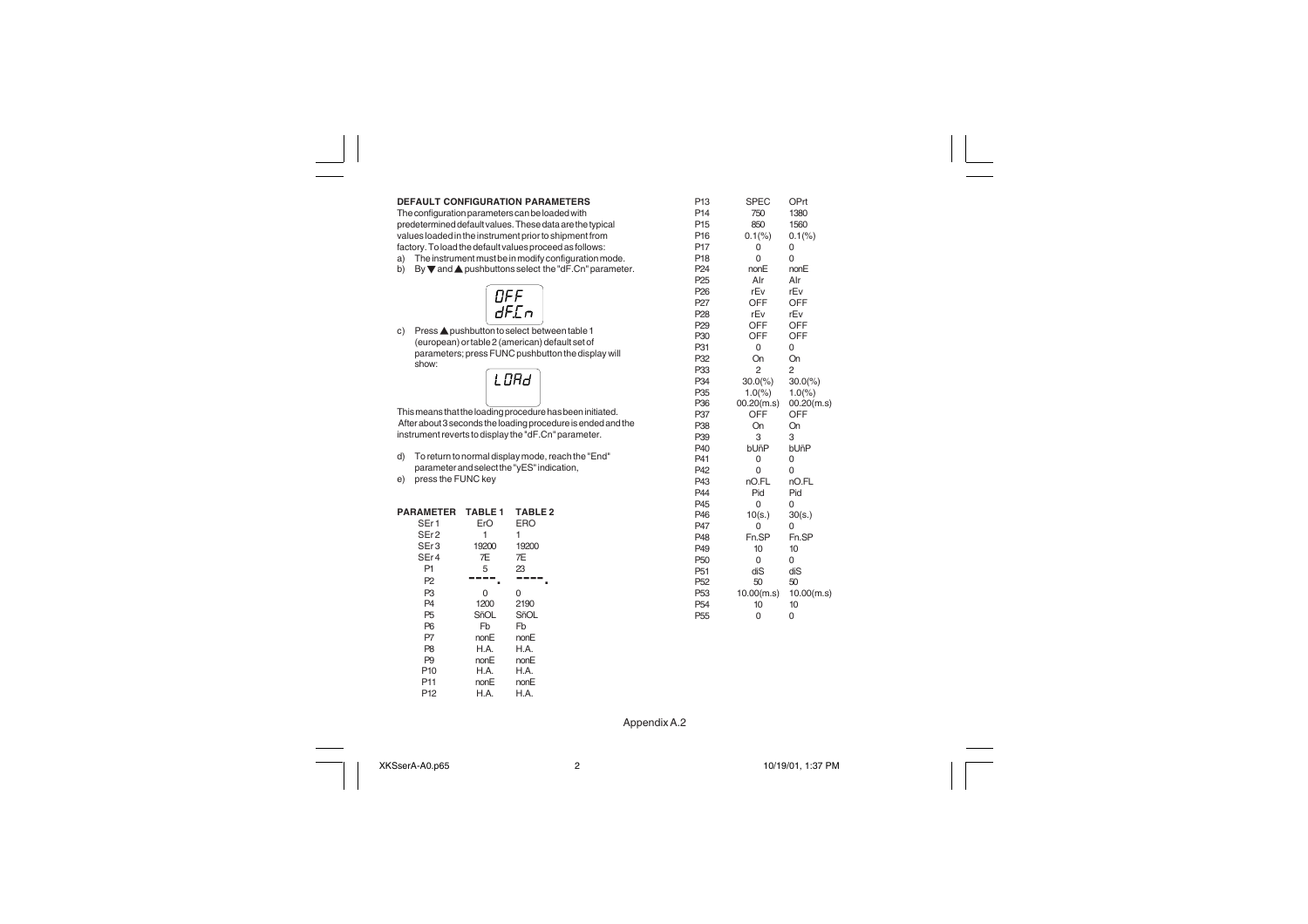**DEFAULT CONFIGURATION PARAMETERS**

The configuration parameters can be loaded with predetermined default values. These data are the typical values loaded in the instrument prior to shipment from factory. To load the default values proceed as follows:

a) The instrument must be in modify configuration mode.
b) By ▼ and ▲ pushbuttons select the "dF.Cn" parameter.

OFF
dF.Cn

c) Press ▲ pushbutton to select between table 1 (european) or table 2 (american) default set of parameters; press FUNC pushbutton the display will show:

LOAd

This means that the loading procedure has been initiated. After about 3 seconds the loading procedure is ended and the instrument reverts to display the "dF.Cn" parameter.

d) To return to normal display mode, reach the "End" parameter and select the "yES" indication,
e) press the FUNC key

| PARAMETER | TABLE 1 | TABLE 2 |
|---|---|---|
| SEr1 | ErO | ERO |
| SEr2 | 1 | 1 |
| SEr3 | 19200 | 19200 |
| SEr4 | 7E | 7E |
| P1 | 5 | 23 |
| P2 | ----. | ----. |
| P3 | 0 | 0 |
| P4 | 1200 | 2190 |
| P5 | SñOL | SñOL |
| P6 | Fb | Fb |
| P7 | nonE | nonE |
| P8 | H.A. | H.A. |
| P9 | nonE | nonE |
| P10 | H.A. | H.A. |
| P11 | nonE | nonE |
| P12 | H.A. | H.A. |
| P13 | SPEC | OPrt |
| P14 | 750 | 1380 |
| P15 | 850 | 1560 |
| P16 | 0.1(%) | 0.1(%) |
| P17 | 0 | 0 |
| P18 | 0 | 0 |
| P24 | nonE | nonE |
| P25 | AIr | AIr |
| P26 | rEv | rEv |
| P27 | OFF | OFF |
| P28 | rEv | rEv |
| P29 | OFF | OFF |
| P30 | OFF | OFF |
| P31 | 0 | 0 |
| P32 | On | On |
| P33 | 2 | 2 |
| P34 | 30.0(%) | 30.0(%) |
| P35 | 1.0(%) | 1.0(%) |
| P36 | 00.20(m.s) | 00.20(m.s) |
| P37 | OFF | OFF |
| P38 | On | On |
| P39 | 3 | 3 |
| P40 | bUñP | bUñP |
| P41 | 0 | 0 |
| P42 | 0 | 0 |
| P43 | nO.FL | nO.FL |
| P44 | Pid | Pid |
| P45 | 0 | 0 |
| P46 | 10(s.) | 30(s.) |
| P47 | 0 | 0 |
| P48 | Fn.SP | Fn.SP |
| P49 | 10 | 10 |
| P50 | 0 | 0 |
| P51 | diS | diS |
| P52 | 50 | 50 |
| P53 | 10.00(m.s) | 10.00(m.s) |
| P54 | 10 | 10 |
| P55 | 0 | 0 |

Appendix A.2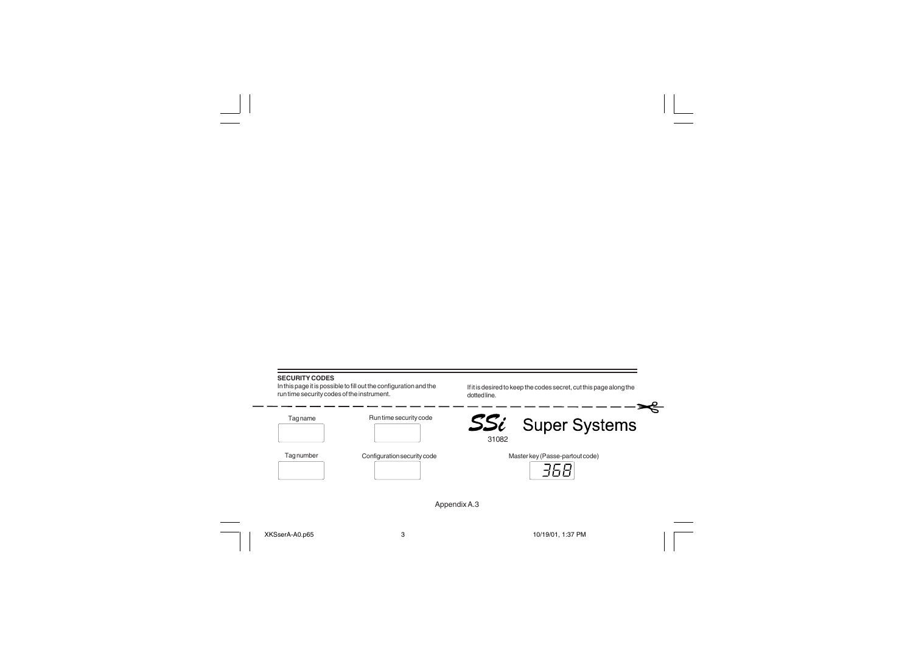**SECURITY CODES**

In this page it is possible to fill out the configuration and the run time security codes of the instrument.

If it is desired to keep the codes secret, cut this page along the dotted line.

---

| Tag name | Run time security code |
|---|---|
| | |

SSi Super Systems

31082

| Tag number | Configuration security code | Master key (Passe-partout code) |
|---|---|---|
| | | 368 |

Appendix A.3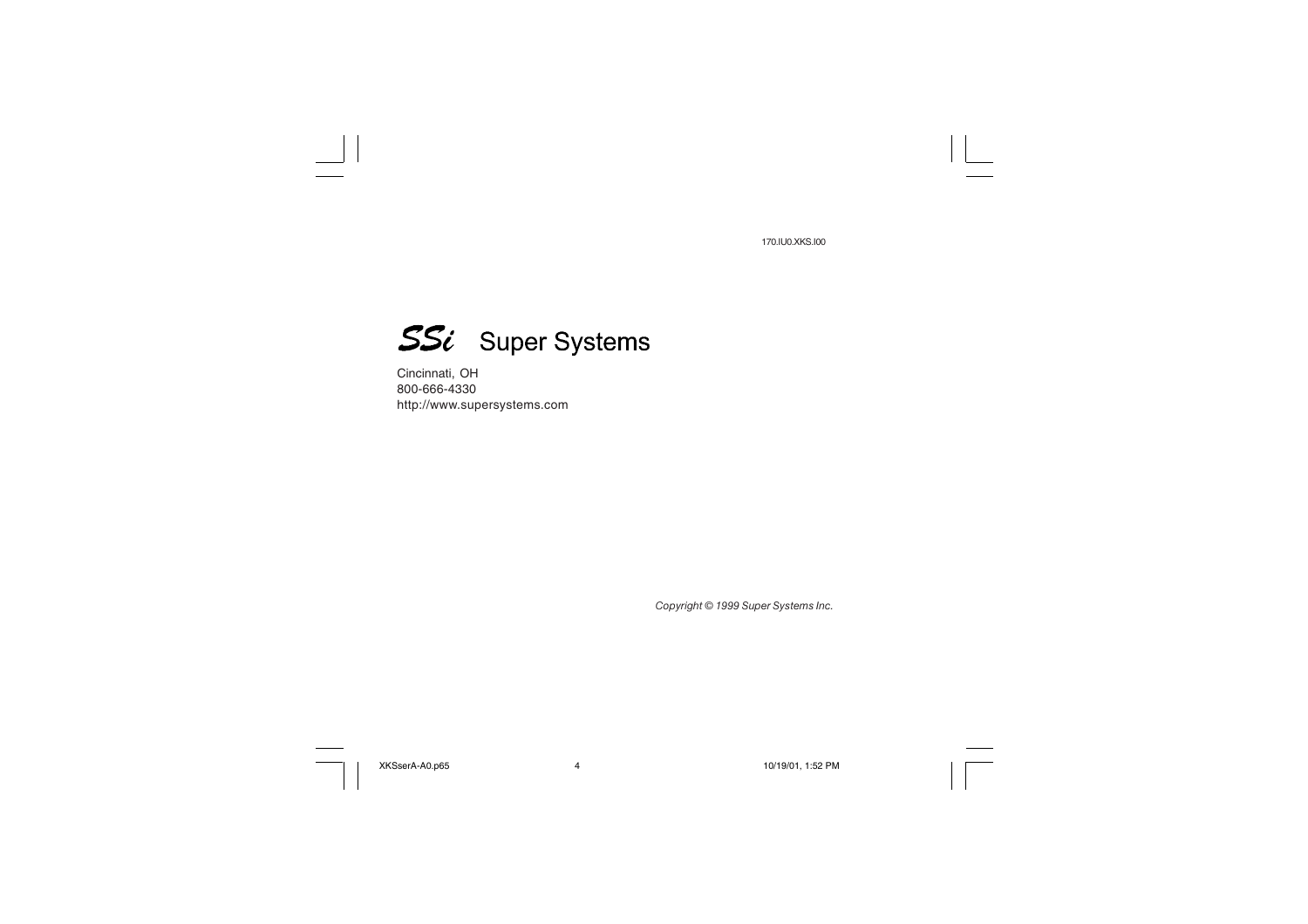170.IU0.XKS.I00

**SSi** Super Systems

Cincinnati, OH
800-666-4330
http://www.supersystems.com

*Copyright © 1999 Super Systems Inc.*